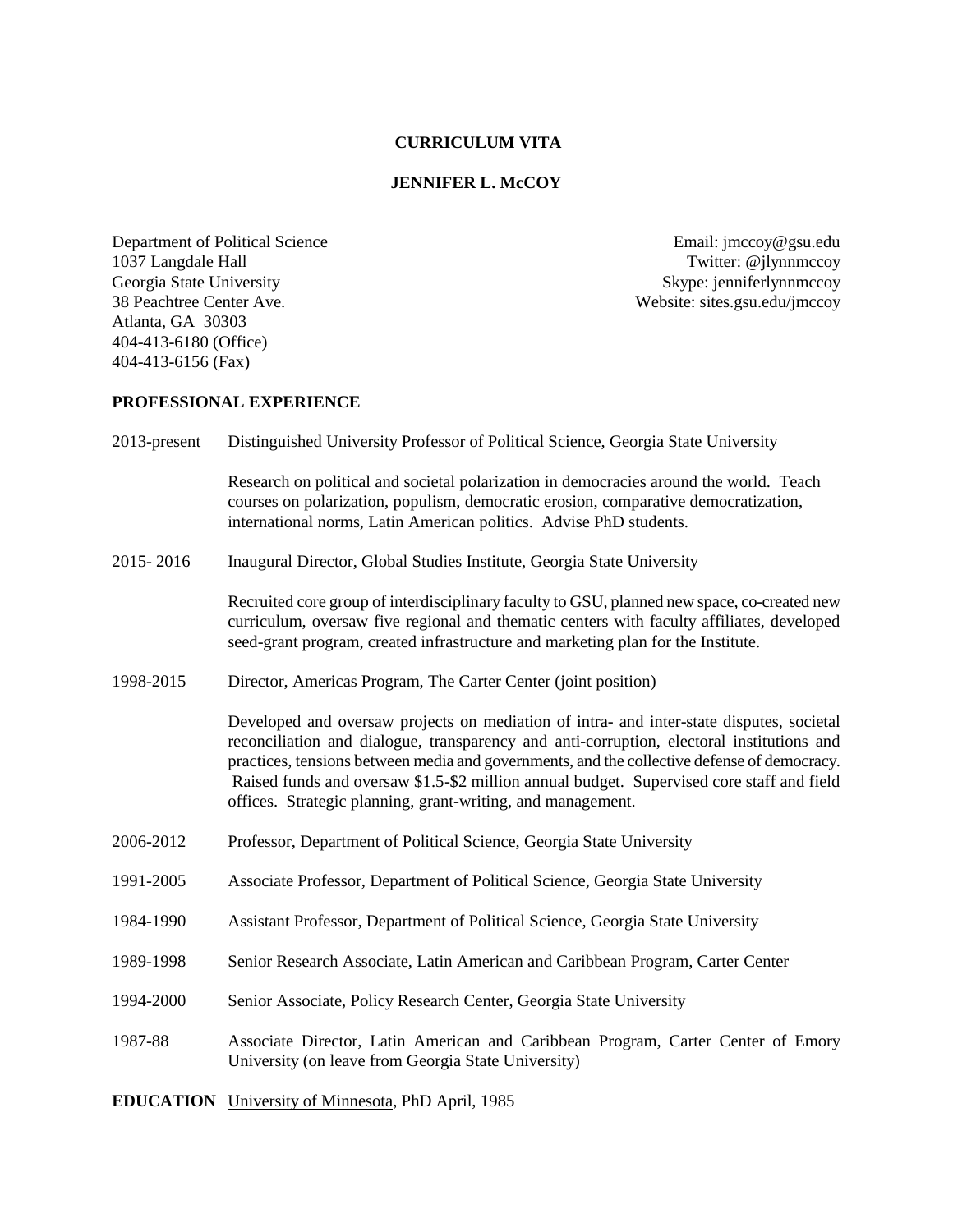# CURRICULUM VITA

## JENNIFER L. McCOY

Department of Political Science
1037 Langdale Hall
Georgia State University
38 Peachtree Center Ave.
Atlanta, GA 30303
404-413-6180 (Office)
404-413-6156 (Fax)

Email: jmccoy@gsu.edu
Twitter: @jlynnmccoy
Skype: jenniferlynnmccoy
Website: sites.gsu.edu/jmccoy

## PROFESSIONAL EXPERIENCE

**2013-present** Distinguished University Professor of Political Science, Georgia State University

Research on political and societal polarization in democracies around the world. Teach courses on polarization, populism, democratic erosion, comparative democratization, international norms, Latin American politics. Advise PhD students.

**2015- 2016** Inaugural Director, Global Studies Institute, Georgia State University

Recruited core group of interdisciplinary faculty to GSU, planned new space, co-created new curriculum, oversaw five regional and thematic centers with faculty affiliates, developed seed-grant program, created infrastructure and marketing plan for the Institute.

**1998-2015** Director, Americas Program, The Carter Center (joint position)

Developed and oversaw projects on mediation of intra- and inter-state disputes, societal reconciliation and dialogue, transparency and anti-corruption, electoral institutions and practices, tensions between media and governments, and the collective defense of democracy. Raised funds and oversaw $1.5-$2 million annual budget. Supervised core staff and field offices. Strategic planning, grant-writing, and management.

**2006-2012** Professor, Department of Political Science, Georgia State University

**1991-2005** Associate Professor, Department of Political Science, Georgia State University

**1984-1990** Assistant Professor, Department of Political Science, Georgia State University

**1989-1998** Senior Research Associate, Latin American and Caribbean Program, Carter Center

**1994-2000** Senior Associate, Policy Research Center, Georgia State University

**1987-88** Associate Director, Latin American and Caribbean Program, Carter Center of Emory University (on leave from Georgia State University)

**EDUCATION** University of Minnesota, PhD April, 1985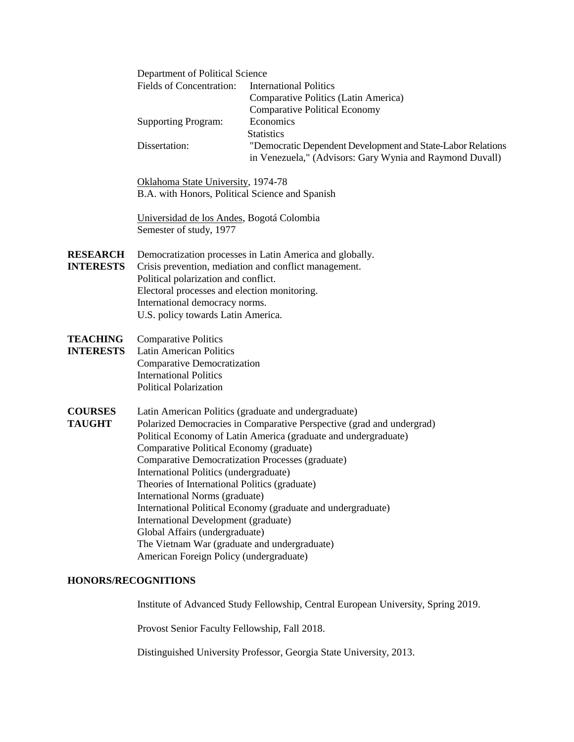Department of Political Science

Fields of Concentration: International Politics
Comparative Politics (Latin America)
Comparative Political Economy

Supporting Program: Economics
Statistics

Dissertation: "Democratic Dependent Development and State-Labor Relations in Venezuela," (Advisors: Gary Wynia and Raymond Duvall)

Oklahoma State University, 1974-78
B.A. with Honors, Political Science and Spanish

Universidad de los Andes, Bogotá Colombia
Semester of study, 1977

**RESEARCH INTERESTS**

Democratization processes in Latin America and globally.
Crisis prevention, mediation and conflict management.
Political polarization and conflict.
Electoral processes and election monitoring.
International democracy norms.
U.S. policy towards Latin America.

**TEACHING INTERESTS**

Comparative Politics
Latin American Politics
Comparative Democratization
International Politics
Political Polarization

**COURSES TAUGHT**

Latin American Politics (graduate and undergraduate)
Polarized Democracies in Comparative Perspective (grad and undergrad)
Political Economy of Latin America (graduate and undergraduate)
Comparative Political Economy (graduate)
Comparative Democratization Processes (graduate)
International Politics (undergraduate)
Theories of International Politics (graduate)
International Norms (graduate)
International Political Economy (graduate and undergraduate)
International Development (graduate)
Global Affairs (undergraduate)
The Vietnam War (graduate and undergraduate)
American Foreign Policy (undergraduate)

**HONORS/RECOGNITIONS**

Institute of Advanced Study Fellowship, Central European University, Spring 2019.

Provost Senior Faculty Fellowship, Fall 2018.

Distinguished University Professor, Georgia State University, 2013.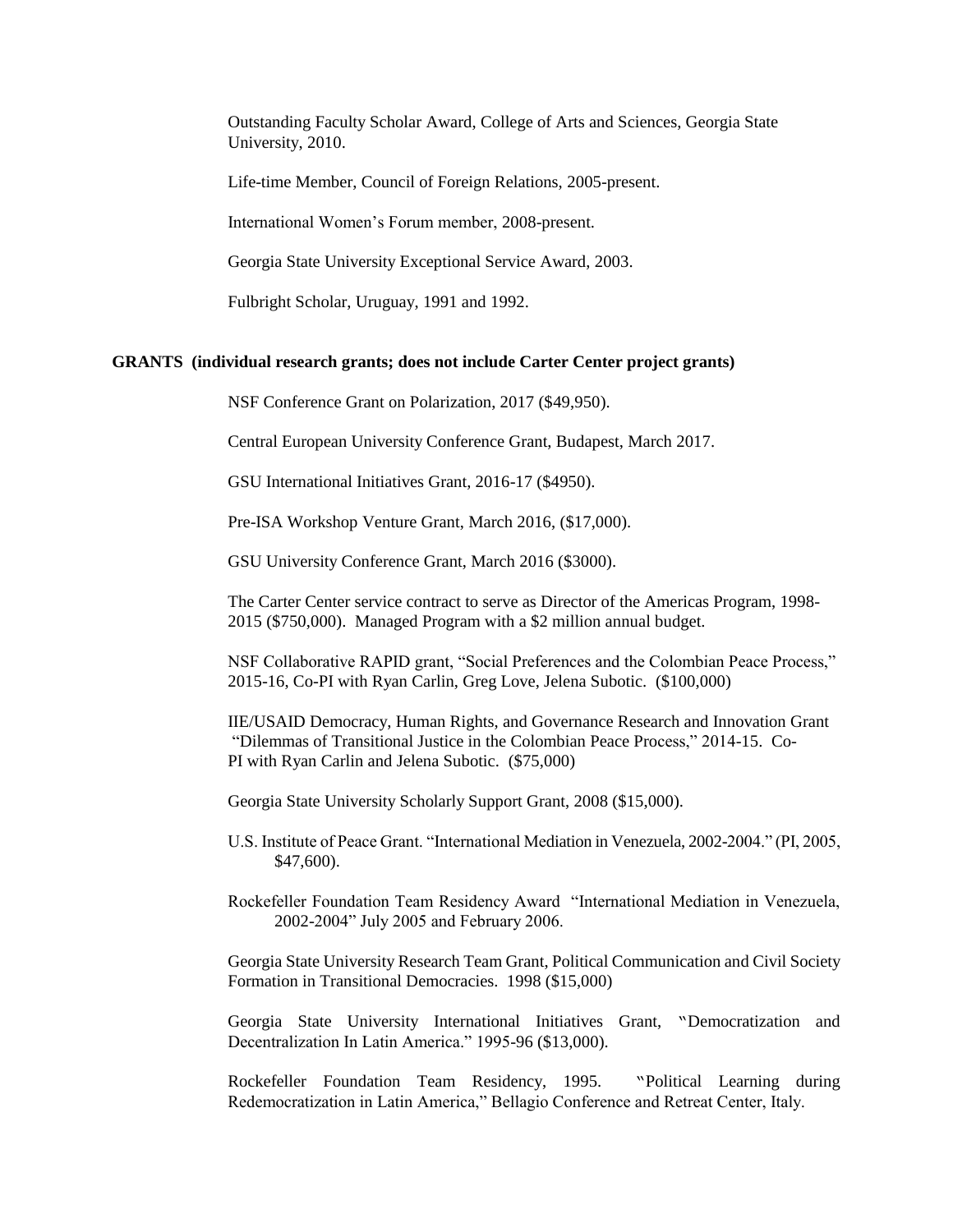Outstanding Faculty Scholar Award, College of Arts and Sciences, Georgia State University, 2010.

Life-time Member, Council of Foreign Relations, 2005-present.

International Women's Forum member, 2008-present.

Georgia State University Exceptional Service Award, 2003.

Fulbright Scholar, Uruguay, 1991 and 1992.

## GRANTS (individual research grants; does not include Carter Center project grants)

NSF Conference Grant on Polarization, 2017 ($49,950).

Central European University Conference Grant, Budapest, March 2017.

GSU International Initiatives Grant, 2016-17 ($4950).

Pre-ISA Workshop Venture Grant, March 2016, ($17,000).

GSU University Conference Grant, March 2016 ($3000).

The Carter Center service contract to serve as Director of the Americas Program, 1998-2015 ($750,000). Managed Program with a $2 million annual budget.

NSF Collaborative RAPID grant, "Social Preferences and the Colombian Peace Process," 2015-16, Co-PI with Ryan Carlin, Greg Love, Jelena Subotic. ($100,000)

IIE/USAID Democracy, Human Rights, and Governance Research and Innovation Grant "Dilemmas of Transitional Justice in the Colombian Peace Process," 2014-15. Co-PI with Ryan Carlin and Jelena Subotic. ($75,000)

Georgia State University Scholarly Support Grant, 2008 ($15,000).

U.S. Institute of Peace Grant. "International Mediation in Venezuela, 2002-2004." (PI, 2005, $47,600).

Rockefeller Foundation Team Residency Award "International Mediation in Venezuela, 2002-2004" July 2005 and February 2006.

Georgia State University Research Team Grant, Political Communication and Civil Society Formation in Transitional Democracies. 1998 ($15,000)

Georgia State University International Initiatives Grant, "Democratization and Decentralization In Latin America." 1995-96 ($13,000).

Rockefeller Foundation Team Residency, 1995. "Political Learning during Redemocratization in Latin America," Bellagio Conference and Retreat Center, Italy.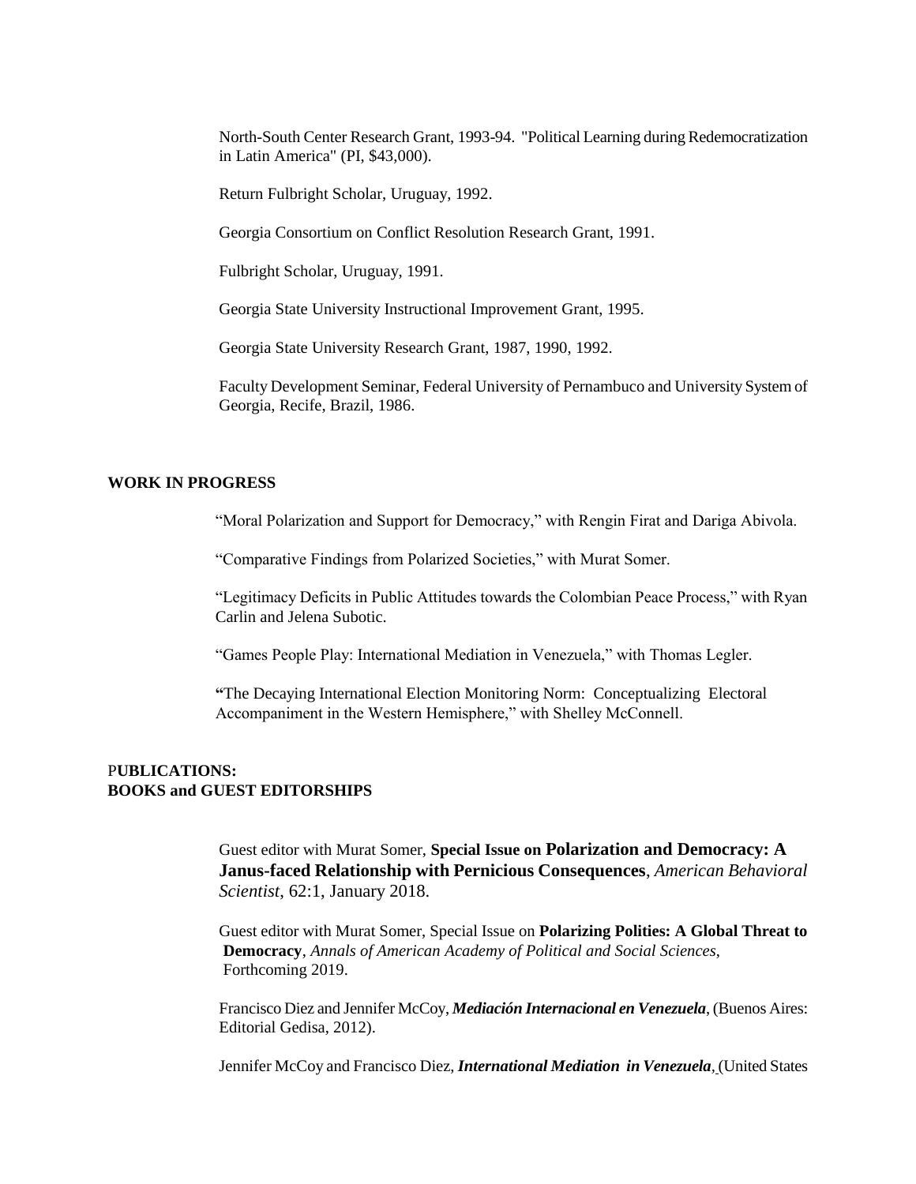North-South Center Research Grant, 1993-94. "Political Learning during Redemocratization in Latin America" (PI, $43,000).

Return Fulbright Scholar, Uruguay, 1992.

Georgia Consortium on Conflict Resolution Research Grant, 1991.

Fulbright Scholar, Uruguay, 1991.

Georgia State University Instructional Improvement Grant, 1995.

Georgia State University Research Grant, 1987, 1990, 1992.

Faculty Development Seminar, Federal University of Pernambuco and University System of Georgia, Recife, Brazil, 1986.

## WORK IN PROGRESS

"Moral Polarization and Support for Democracy," with Rengin Firat and Dariga Abivola.

"Comparative Findings from Polarized Societies," with Murat Somer.

"Legitimacy Deficits in Public Attitudes towards the Colombian Peace Process," with Ryan Carlin and Jelena Subotic.

"Games People Play: International Mediation in Venezuela," with Thomas Legler.

**"**The Decaying International Election Monitoring Norm: Conceptualizing Electoral Accompaniment in the Western Hemisphere," with Shelley McConnell.

## PUBLICATIONS:
## BOOKS and GUEST EDITORSHIPS

Guest editor with Murat Somer, **Special Issue on Polarization and Democracy: A Janus-faced Relationship with Pernicious Consequences**, *American Behavioral Scientist*, 62:1, January 2018.

Guest editor with Murat Somer, Special Issue on **Polarizing Polities: A Global Threat to Democracy**, *Annals of American Academy of Political and Social Sciences*, Forthcoming 2019.

Francisco Diez and Jennifer McCoy, ***Mediación Internacional en Venezuela***, (Buenos Aires: Editorial Gedisa, 2012).

Jennifer McCoy and Francisco Diez, ***International Mediation in Venezuela***, (United States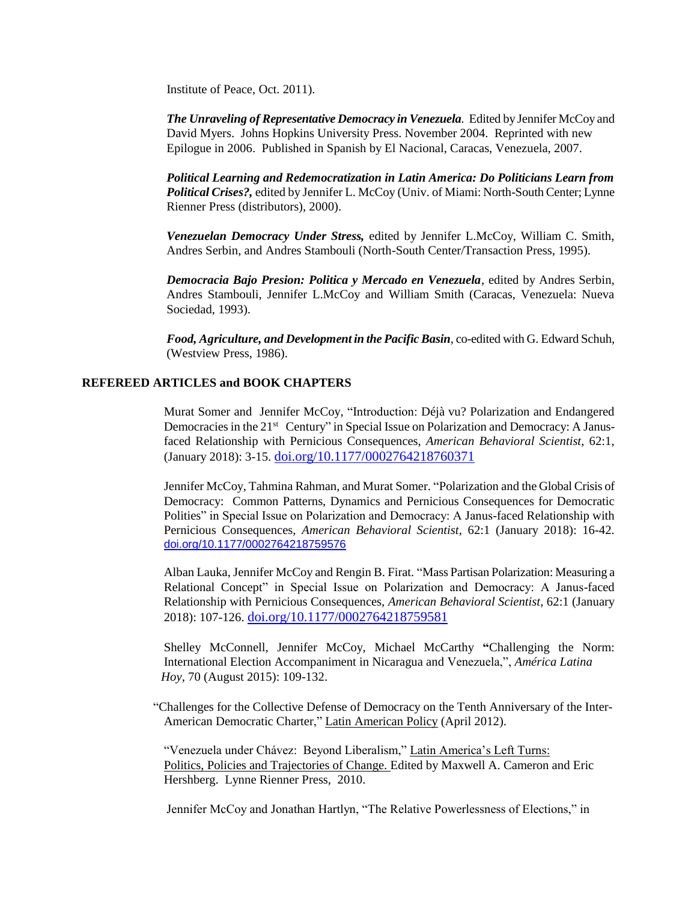Institute of Peace, Oct. 2011).

***The Unraveling of Representative Democracy in Venezuela.*** Edited by Jennifer McCoy and David Myers. Johns Hopkins University Press. November 2004. Reprinted with new Epilogue in 2006. Published in Spanish by El Nacional, Caracas, Venezuela, 2007.

***Political Learning and Redemocratization in Latin America: Do Politicians Learn from Political Crises?,*** edited by Jennifer L. McCoy (Univ. of Miami: North-South Center; Lynne Rienner Press (distributors), 2000).

***Venezuelan Democracy Under Stress,*** edited by Jennifer L.McCoy, William C. Smith, Andres Serbin, and Andres Stambouli (North-South Center/Transaction Press, 1995).

***Democracia Bajo Presion: Politica y Mercado en Venezuela***, edited by Andres Serbin, Andres Stambouli, Jennifer L.McCoy and William Smith (Caracas, Venezuela: Nueva Sociedad, 1993).

***Food, Agriculture, and Development in the Pacific Basin***, co-edited with G. Edward Schuh, (Westview Press, 1986).

## REFEREED ARTICLES and BOOK CHAPTERS

Murat Somer and Jennifer McCoy, "Introduction: Déjà vu? Polarization and Endangered Democracies in the 21st Century" in Special Issue on Polarization and Democracy: A Janus-faced Relationship with Pernicious Consequences, *American Behavioral Scientist*, 62:1, (January 2018): 3-15. doi.org/10.1177/0002764218760371

Jennifer McCoy, Tahmina Rahman, and Murat Somer. "Polarization and the Global Crisis of Democracy: Common Patterns, Dynamics and Pernicious Consequences for Democratic Polities" in Special Issue on Polarization and Democracy: A Janus-faced Relationship with Pernicious Consequences, *American Behavioral Scientist*, 62:1 (January 2018): 16-42. doi.org/10.1177/0002764218759576

Alban Lauka, Jennifer McCoy and Rengin B. Firat. "Mass Partisan Polarization: Measuring a Relational Concept" in Special Issue on Polarization and Democracy: A Janus-faced Relationship with Pernicious Consequences, *American Behavioral Scientist*, 62:1 (January 2018): 107-126. doi.org/10.1177/0002764218759581

Shelley McConnell, Jennifer McCoy, Michael McCarthy **"**Challenging the Norm: International Election Accompaniment in Nicaragua and Venezuela,", *América Latina Hoy*, 70 (August 2015): 109-132.

"Challenges for the Collective Defense of Democracy on the Tenth Anniversary of the Inter-American Democratic Charter," Latin American Policy (April 2012).

"Venezuela under Chávez: Beyond Liberalism," Latin America's Left Turns: Politics, Policies and Trajectories of Change. Edited by Maxwell A. Cameron and Eric Hershberg. Lynne Rienner Press, 2010.

Jennifer McCoy and Jonathan Hartlyn, "The Relative Powerlessness of Elections," in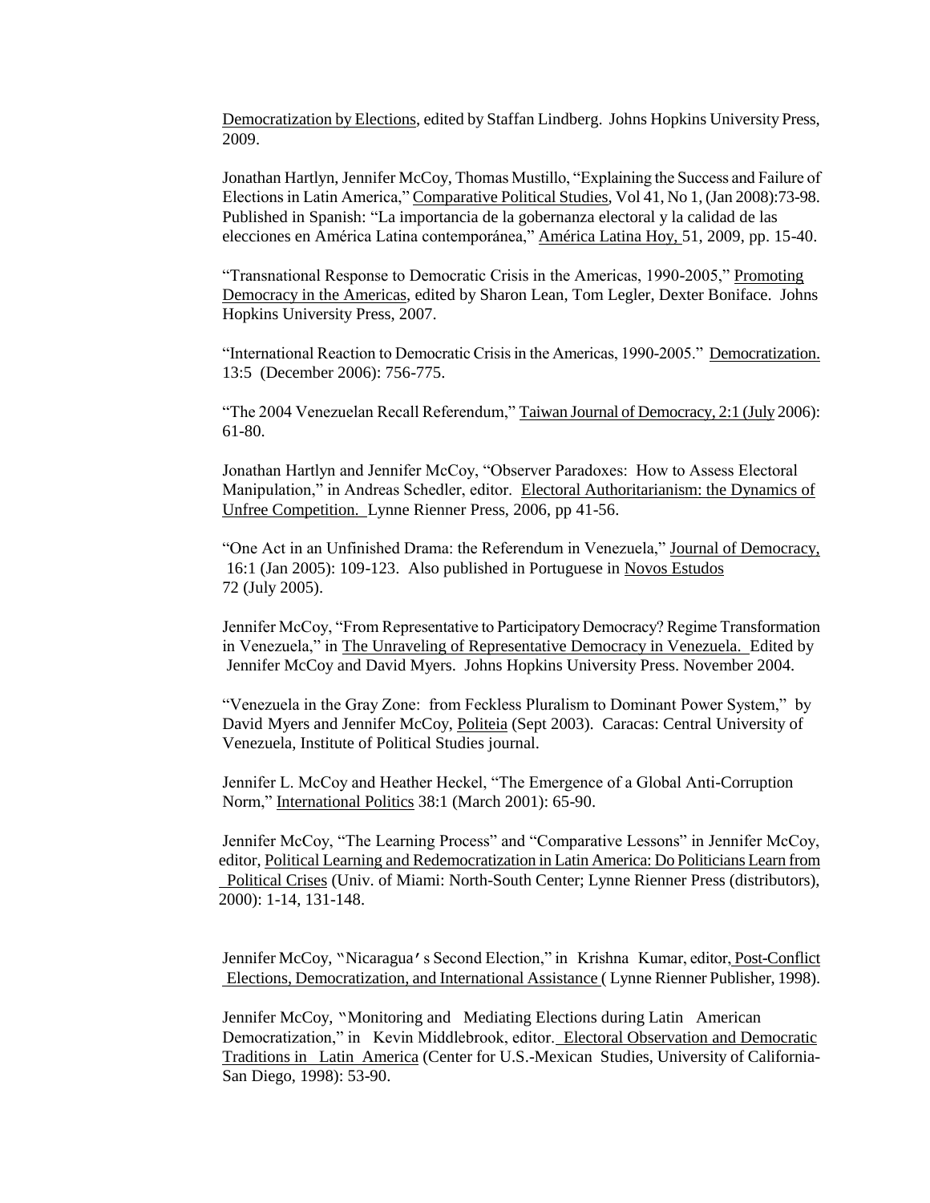Democratization by Elections, edited by Staffan Lindberg. Johns Hopkins University Press, 2009.

Jonathan Hartlyn, Jennifer McCoy, Thomas Mustillo, "Explaining the Success and Failure of Elections in Latin America," Comparative Political Studies, Vol 41, No 1, (Jan 2008):73-98. Published in Spanish: "La importancia de la gobernanza electoral y la calidad de las elecciones en América Latina contemporánea," América Latina Hoy, 51, 2009, pp. 15-40.

"Transnational Response to Democratic Crisis in the Americas, 1990-2005," Promoting Democracy in the Americas, edited by Sharon Lean, Tom Legler, Dexter Boniface. Johns Hopkins University Press, 2007.

"International Reaction to Democratic Crisis in the Americas, 1990-2005." Democratization. 13:5 (December 2006): 756-775.

"The 2004 Venezuelan Recall Referendum," Taiwan Journal of Democracy, 2:1 (July 2006): 61-80.

Jonathan Hartlyn and Jennifer McCoy, "Observer Paradoxes: How to Assess Electoral Manipulation," in Andreas Schedler, editor. Electoral Authoritarianism: the Dynamics of Unfree Competition. Lynne Rienner Press, 2006, pp 41-56.

"One Act in an Unfinished Drama: the Referendum in Venezuela," Journal of Democracy, 16:1 (Jan 2005): 109-123. Also published in Portuguese in Novos Estudos 72 (July 2005).

Jennifer McCoy, "From Representative to Participatory Democracy? Regime Transformation in Venezuela," in The Unraveling of Representative Democracy in Venezuela. Edited by Jennifer McCoy and David Myers. Johns Hopkins University Press. November 2004.

"Venezuela in the Gray Zone: from Feckless Pluralism to Dominant Power System," by David Myers and Jennifer McCoy, Politeia (Sept 2003). Caracas: Central University of Venezuela, Institute of Political Studies journal.

Jennifer L. McCoy and Heather Heckel, "The Emergence of a Global Anti-Corruption Norm," International Politics 38:1 (March 2001): 65-90.

Jennifer McCoy, "The Learning Process" and "Comparative Lessons" in Jennifer McCoy, editor, Political Learning and Redemocratization in Latin America: Do Politicians Learn from Political Crises (Univ. of Miami: North-South Center; Lynne Rienner Press (distributors), 2000): 1-14, 131-148.

Jennifer McCoy, "Nicaragua's Second Election," in Krishna Kumar, editor, Post-Conflict Elections, Democratization, and International Assistance ( Lynne Rienner Publisher, 1998).

Jennifer McCoy, "Monitoring and Mediating Elections during Latin American Democratization," in Kevin Middlebrook, editor. Electoral Observation and Democratic Traditions in Latin America (Center for U.S.-Mexican Studies, University of California-San Diego, 1998): 53-90.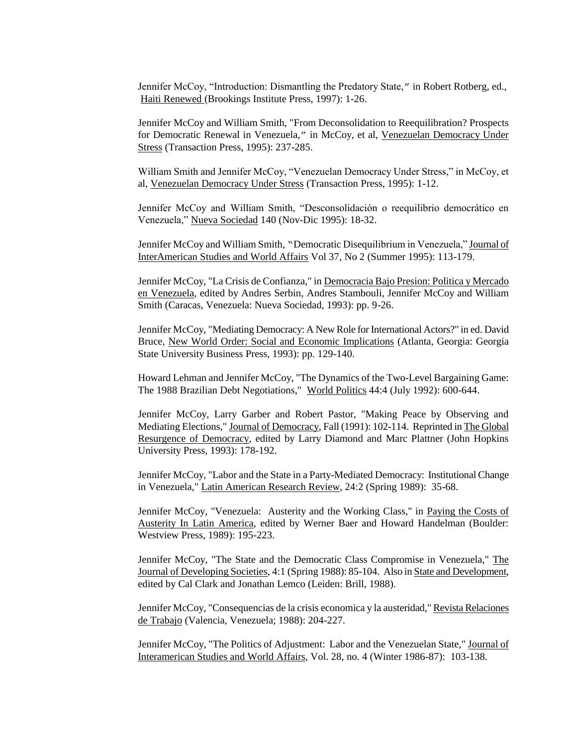Jennifer McCoy, "Introduction: Dismantling the Predatory State," in Robert Rotberg, ed., Haiti Renewed (Brookings Institute Press, 1997): 1-26.

Jennifer McCoy and William Smith, "From Deconsolidation to Reequilibration? Prospects for Democratic Renewal in Venezuela," in McCoy, et al, Venezuelan Democracy Under Stress (Transaction Press, 1995): 237-285.

William Smith and Jennifer McCoy, "Venezuelan Democracy Under Stress," in McCoy, et al, Venezuelan Democracy Under Stress (Transaction Press, 1995): 1-12.

Jennifer McCoy and William Smith, "Desconsolidación o reequilibrio democrático en Venezuela," Nueva Sociedad 140 (Nov-Dic 1995): 18-32.

Jennifer McCoy and William Smith, "Democratic Disequilibrium in Venezuela," Journal of InterAmerican Studies and World Affairs Vol 37, No 2 (Summer 1995): 113-179.

Jennifer McCoy, "La Crisis de Confianza," in Democracia Bajo Presion: Politica y Mercado en Venezuela, edited by Andres Serbin, Andres Stambouli, Jennifer McCoy and William Smith (Caracas, Venezuela: Nueva Sociedad, 1993): pp. 9-26.

Jennifer McCoy, "Mediating Democracy: A New Role for International Actors?" in ed. David Bruce, New World Order: Social and Economic Implications (Atlanta, Georgia: Georgia State University Business Press, 1993): pp. 129-140.

Howard Lehman and Jennifer McCoy, "The Dynamics of the Two-Level Bargaining Game: The 1988 Brazilian Debt Negotiations," World Politics 44:4 (July 1992): 600-644.

Jennifer McCoy, Larry Garber and Robert Pastor, "Making Peace by Observing and Mediating Elections," Journal of Democracy, Fall (1991): 102-114. Reprinted in The Global Resurgence of Democracy, edited by Larry Diamond and Marc Plattner (John Hopkins University Press, 1993): 178-192.

Jennifer McCoy, "Labor and the State in a Party-Mediated Democracy: Institutional Change in Venezuela," Latin American Research Review, 24:2 (Spring 1989): 35-68.

Jennifer McCoy, "Venezuela: Austerity and the Working Class," in Paying the Costs of Austerity In Latin America, edited by Werner Baer and Howard Handelman (Boulder: Westview Press, 1989): 195-223.

Jennifer McCoy, "The State and the Democratic Class Compromise in Venezuela," The Journal of Developing Societies, 4:1 (Spring 1988): 85-104. Also in State and Development, edited by Cal Clark and Jonathan Lemco (Leiden: Brill, 1988).

Jennifer McCoy, "Consequencias de la crisis economica y la austeridad," Revista Relaciones de Trabajo (Valencia, Venezuela; 1988): 204-227.

Jennifer McCoy, "The Politics of Adjustment: Labor and the Venezuelan State," Journal of Interamerican Studies and World Affairs, Vol. 28, no. 4 (Winter 1986-87): 103-138.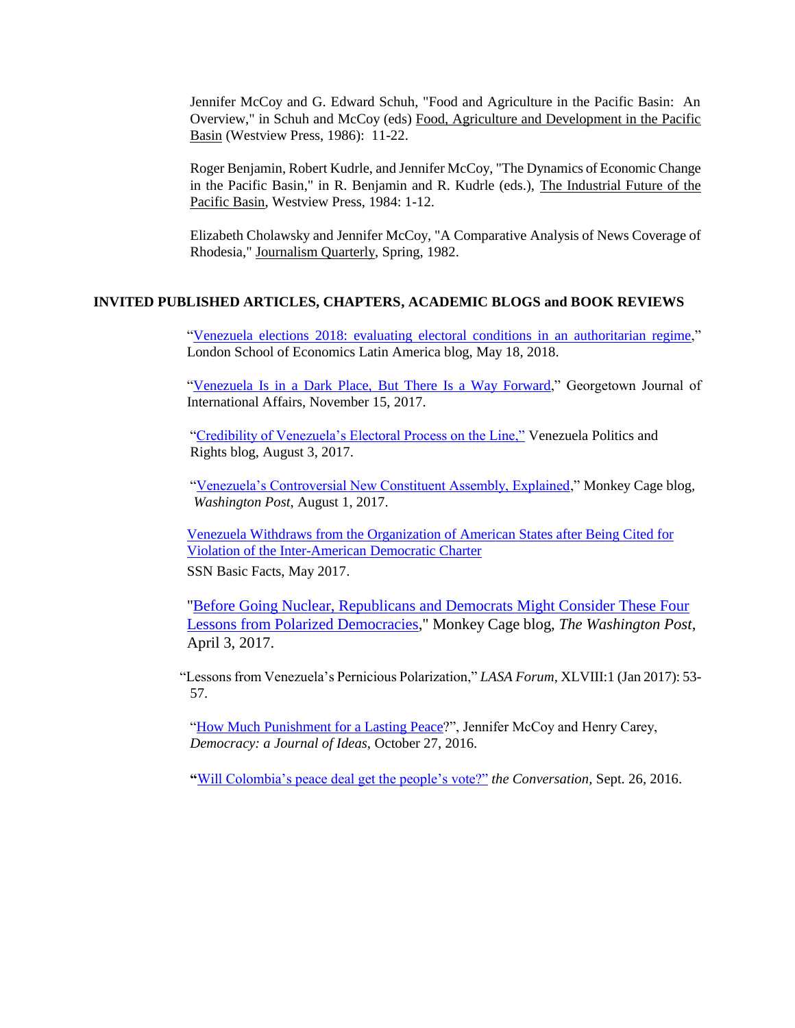Jennifer McCoy and G. Edward Schuh, "Food and Agriculture in the Pacific Basin: An Overview," in Schuh and McCoy (eds) Food, Agriculture and Development in the Pacific Basin (Westview Press, 1986): 11-22.

Roger Benjamin, Robert Kudrle, and Jennifer McCoy, "The Dynamics of Economic Change in the Pacific Basin," in R. Benjamin and R. Kudrle (eds.), The Industrial Future of the Pacific Basin, Westview Press, 1984: 1-12.

Elizabeth Cholawsky and Jennifer McCoy, "A Comparative Analysis of News Coverage of Rhodesia," Journalism Quarterly, Spring, 1982.

## INVITED PUBLISHED ARTICLES, CHAPTERS, ACADEMIC BLOGS and BOOK REVIEWS

"Venezuela elections 2018: evaluating electoral conditions in an authoritarian regime," London School of Economics Latin America blog, May 18, 2018.

"Venezuela Is in a Dark Place, But There Is a Way Forward," Georgetown Journal of International Affairs, November 15, 2017.

"Credibility of Venezuela's Electoral Process on the Line," Venezuela Politics and Rights blog, August 3, 2017.

"Venezuela's Controversial New Constituent Assembly, Explained," Monkey Cage blog, *Washington Post*, August 1, 2017.

Venezuela Withdraws from the Organization of American States after Being Cited for Violation of the Inter-American Democratic Charter
SSN Basic Facts, May 2017.

"Before Going Nuclear, Republicans and Democrats Might Consider These Four Lessons from Polarized Democracies," Monkey Cage blog, *The Washington Post*, April 3, 2017.

"Lessons from Venezuela's Pernicious Polarization," *LASA Forum*, XLVIII:1 (Jan 2017): 53-57.

"How Much Punishment for a Lasting Peace?", Jennifer McCoy and Henry Carey, *Democracy: a Journal of Ideas,* October 27, 2016.

**"**Will Colombia's peace deal get the people's vote?" *the Conversation,* Sept. 26, 2016.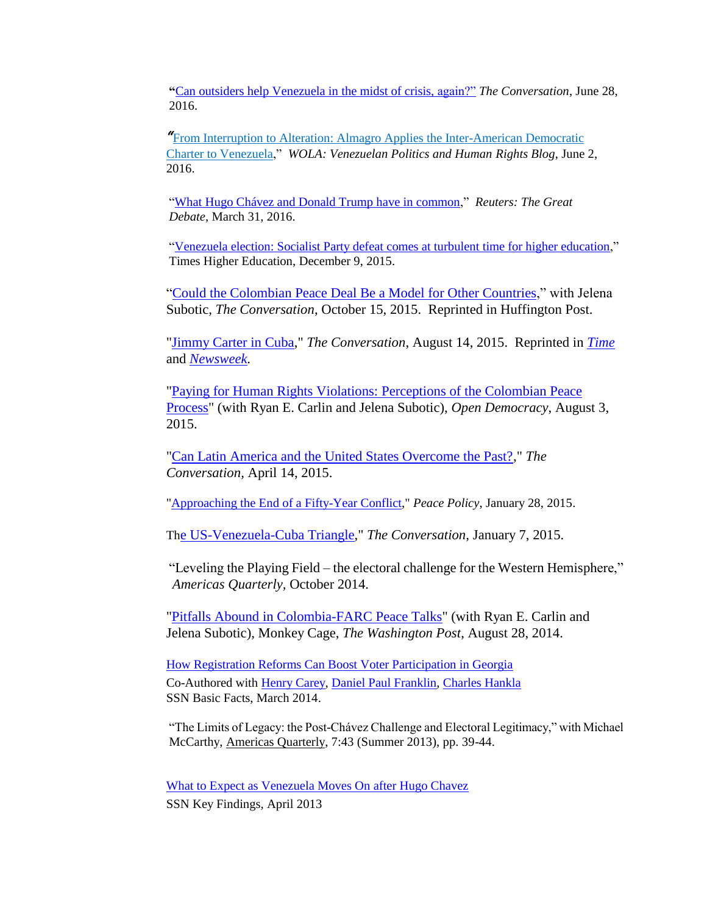"Can outsiders help Venezuela in the midst of crisis, again?" *The Conversation*, June 28, 2016.

"From Interruption to Alteration: Almagro Applies the Inter-American Democratic Charter to Venezuela," *WOLA: Venezuelan Politics and Human Rights Blog*, June 2, 2016.

"What Hugo Chávez and Donald Trump have in common," *Reuters: The Great Debate*, March 31, 2016.

"Venezuela election: Socialist Party defeat comes at turbulent time for higher education," Times Higher Education, December 9, 2015.

"Could the Colombian Peace Deal Be a Model for Other Countries," with Jelena Subotic, *The Conversation*, October 15, 2015. Reprinted in Huffington Post.

"Jimmy Carter in Cuba," *The Conversation*, August 14, 2015. Reprinted in *Time* and *Newsweek*.

"Paying for Human Rights Violations: Perceptions of the Colombian Peace Process" (with Ryan E. Carlin and Jelena Subotic), *Open Democracy*, August 3, 2015.

"Can Latin America and the United States Overcome the Past?," *The Conversation*, April 14, 2015.

"Approaching the End of a Fifty-Year Conflict," *Peace Policy*, January 28, 2015.

The US-Venezuela-Cuba Triangle," *The Conversation*, January 7, 2015.

"Leveling the Playing Field – the electoral challenge for the Western Hemisphere," *Americas Quarterly*, October 2014.

"Pitfalls Abound in Colombia-FARC Peace Talks" (with Ryan E. Carlin and Jelena Subotic), Monkey Cage, *The Washington Post*, August 28, 2014.

How Registration Reforms Can Boost Voter Participation in Georgia
Co-Authored with Henry Carey, Daniel Paul Franklin, Charles Hankla
SSN Basic Facts, March 2014.

"The Limits of Legacy: the Post-Chávez Challenge and Electoral Legitimacy," with Michael McCarthy, Americas Quarterly, 7:43 (Summer 2013), pp. 39-44.

What to Expect as Venezuela Moves On after Hugo Chavez
SSN Key Findings, April 2013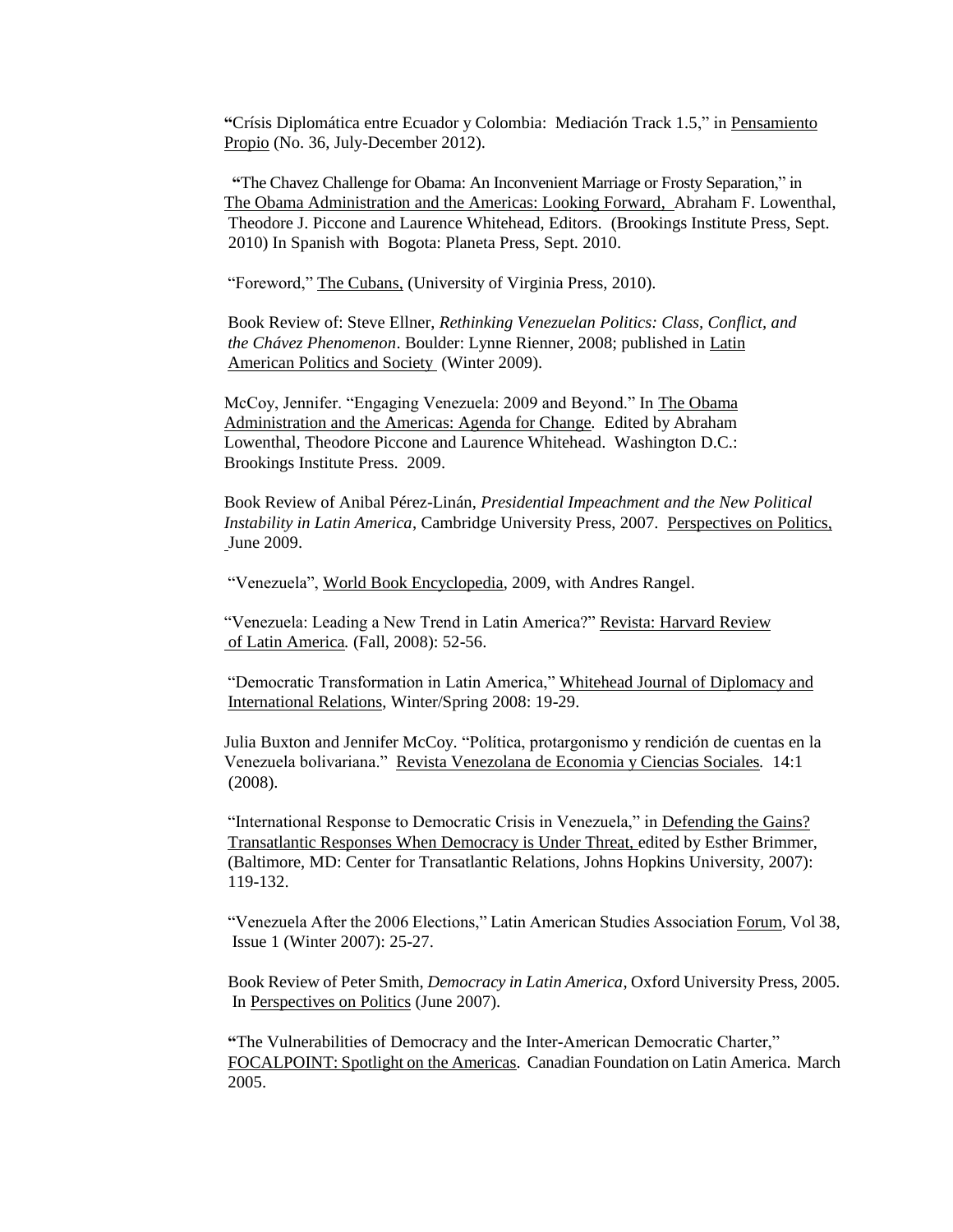"Crísis Diplomática entre Ecuador y Colombia: Mediación Track 1.5," in Pensamiento Propio (No. 36, July-December 2012).

"The Chavez Challenge for Obama: An Inconvenient Marriage or Frosty Separation," in The Obama Administration and the Americas: Looking Forward, Abraham F. Lowenthal, Theodore J. Piccone and Laurence Whitehead, Editors. (Brookings Institute Press, Sept. 2010) In Spanish with Bogota: Planeta Press, Sept. 2010.

"Foreword," The Cubans, (University of Virginia Press, 2010).

Book Review of: Steve Ellner, *Rethinking Venezuelan Politics: Class, Conflict, and the Chávez Phenomenon*. Boulder: Lynne Rienner, 2008; published in Latin American Politics and Society (Winter 2009).

McCoy, Jennifer. "Engaging Venezuela: 2009 and Beyond." In The Obama Administration and the Americas: Agenda for Change. Edited by Abraham Lowenthal, Theodore Piccone and Laurence Whitehead. Washington D.C.: Brookings Institute Press. 2009.

Book Review of Anibal Pérez-Linán, *Presidential Impeachment and the New Political Instability in Latin America*, Cambridge University Press, 2007. Perspectives on Politics, June 2009.

"Venezuela", World Book Encyclopedia, 2009, with Andres Rangel.

"Venezuela: Leading a New Trend in Latin America?" Revista: Harvard Review of Latin America. (Fall, 2008): 52-56.

"Democratic Transformation in Latin America," Whitehead Journal of Diplomacy and International Relations, Winter/Spring 2008: 19-29.

Julia Buxton and Jennifer McCoy. "Política, protargonismo y rendición de cuentas en la Venezuela bolivariana." Revista Venezolana de Economia y Ciencias Sociales. 14:1 (2008).

"International Response to Democratic Crisis in Venezuela," in Defending the Gains? Transatlantic Responses When Democracy is Under Threat, edited by Esther Brimmer, (Baltimore, MD: Center for Transatlantic Relations, Johns Hopkins University, 2007): 119-132.

"Venezuela After the 2006 Elections," Latin American Studies Association Forum, Vol 38, Issue 1 (Winter 2007): 25-27.

Book Review of Peter Smith, *Democracy in Latin America*, Oxford University Press, 2005. In Perspectives on Politics (June 2007).

"The Vulnerabilities of Democracy and the Inter-American Democratic Charter," FOCALPOINT: Spotlight on the Americas. Canadian Foundation on Latin America. March 2005.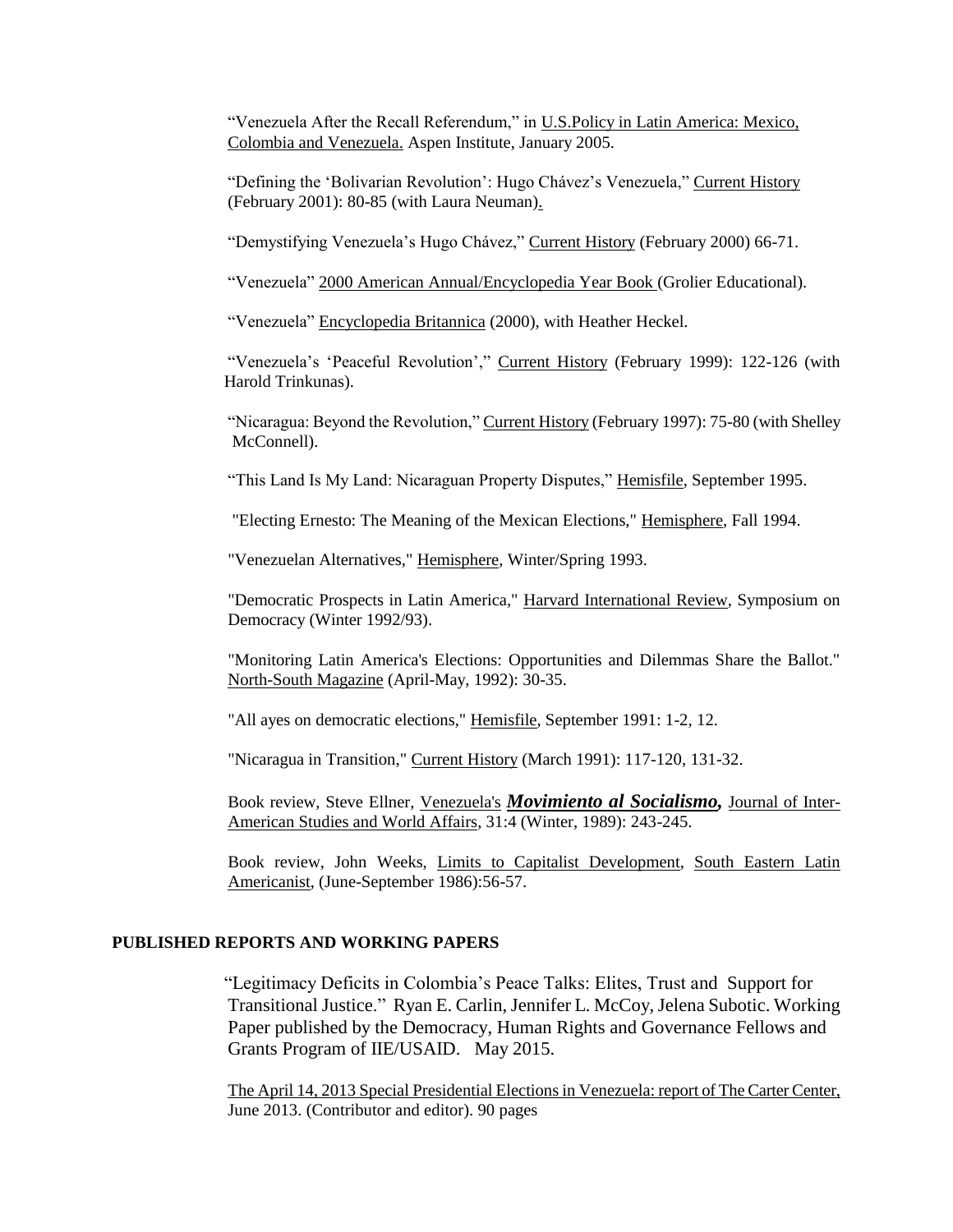"Venezuela After the Recall Referendum," in U.S.Policy in Latin America: Mexico, Colombia and Venezuela. Aspen Institute, January 2005.

"Defining the 'Bolivarian Revolution': Hugo Chávez's Venezuela," Current History (February 2001): 80-85 (with Laura Neuman).

"Demystifying Venezuela's Hugo Chávez," Current History (February 2000) 66-71.

"Venezuela" 2000 American Annual/Encyclopedia Year Book (Grolier Educational).

"Venezuela" Encyclopedia Britannica (2000), with Heather Heckel.

"Venezuela's 'Peaceful Revolution'," Current History (February 1999): 122-126 (with Harold Trinkunas).

"Nicaragua: Beyond the Revolution," Current History (February 1997): 75-80 (with Shelley McConnell).

"This Land Is My Land: Nicaraguan Property Disputes," Hemisfile, September 1995.

"Electing Ernesto: The Meaning of the Mexican Elections," Hemisphere, Fall 1994.

"Venezuelan Alternatives," Hemisphere, Winter/Spring 1993.

"Democratic Prospects in Latin America," Harvard International Review, Symposium on Democracy (Winter 1992/93).

"Monitoring Latin America's Elections: Opportunities and Dilemmas Share the Ballot." North-South Magazine (April-May, 1992): 30-35.

"All ayes on democratic elections," Hemisfile, September 1991: 1-2, 12.

"Nicaragua in Transition," Current History (March 1991): 117-120, 131-32.

Book review, Steve Ellner, Venezuela's ***Movimiento al Socialismo,*** Journal of Inter-American Studies and World Affairs, 31:4 (Winter, 1989): 243-245.

Book review, John Weeks, Limits to Capitalist Development, South Eastern Latin Americanist, (June-September 1986):56-57.

## PUBLISHED REPORTS AND WORKING PAPERS

"Legitimacy Deficits in Colombia's Peace Talks: Elites, Trust and Support for Transitional Justice." Ryan E. Carlin, Jennifer L. McCoy, Jelena Subotic. Working Paper published by the Democracy, Human Rights and Governance Fellows and Grants Program of IIE/USAID. May 2015.

The April 14, 2013 Special Presidential Elections in Venezuela: report of The Carter Center, June 2013. (Contributor and editor). 90 pages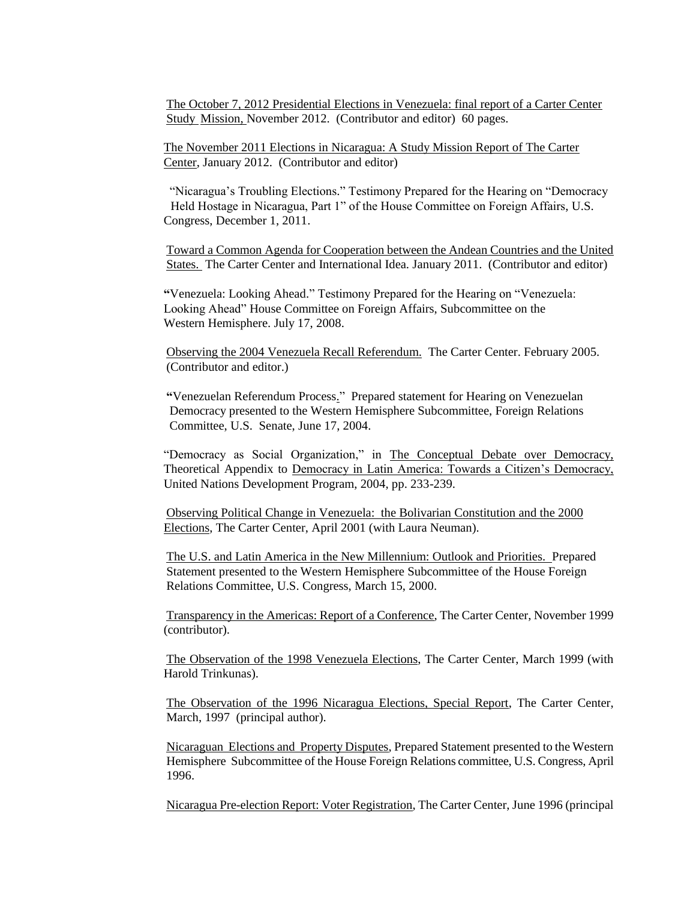The October 7, 2012 Presidential Elections in Venezuela: final report of a Carter Center Study Mission, November 2012. (Contributor and editor) 60 pages.

The November 2011 Elections in Nicaragua: A Study Mission Report of The Carter Center, January 2012. (Contributor and editor)

"Nicaragua's Troubling Elections." Testimony Prepared for the Hearing on "Democracy Held Hostage in Nicaragua, Part 1" of the House Committee on Foreign Affairs, U.S. Congress, December 1, 2011.

Toward a Common Agenda for Cooperation between the Andean Countries and the United States. The Carter Center and International Idea. January 2011. (Contributor and editor)

"Venezuela: Looking Ahead." Testimony Prepared for the Hearing on "Venezuela: Looking Ahead" House Committee on Foreign Affairs, Subcommittee on the Western Hemisphere. July 17, 2008.

Observing the 2004 Venezuela Recall Referendum. The Carter Center. February 2005. (Contributor and editor.)

"Venezuelan Referendum Process." Prepared statement for Hearing on Venezuelan Democracy presented to the Western Hemisphere Subcommittee, Foreign Relations Committee, U.S. Senate, June 17, 2004.

"Democracy as Social Organization," in The Conceptual Debate over Democracy, Theoretical Appendix to Democracy in Latin America: Towards a Citizen's Democracy, United Nations Development Program, 2004, pp. 233-239.

Observing Political Change in Venezuela: the Bolivarian Constitution and the 2000 Elections, The Carter Center, April 2001 (with Laura Neuman).

The U.S. and Latin America in the New Millennium: Outlook and Priorities. Prepared Statement presented to the Western Hemisphere Subcommittee of the House Foreign Relations Committee, U.S. Congress, March 15, 2000.

Transparency in the Americas: Report of a Conference, The Carter Center, November 1999 (contributor).

The Observation of the 1998 Venezuela Elections, The Carter Center, March 1999 (with Harold Trinkunas).

The Observation of the 1996 Nicaragua Elections, Special Report, The Carter Center, March, 1997 (principal author).

Nicaraguan Elections and Property Disputes, Prepared Statement presented to the Western Hemisphere Subcommittee of the House Foreign Relations committee, U.S. Congress, April 1996.

Nicaragua Pre-election Report: Voter Registration, The Carter Center, June 1996 (principal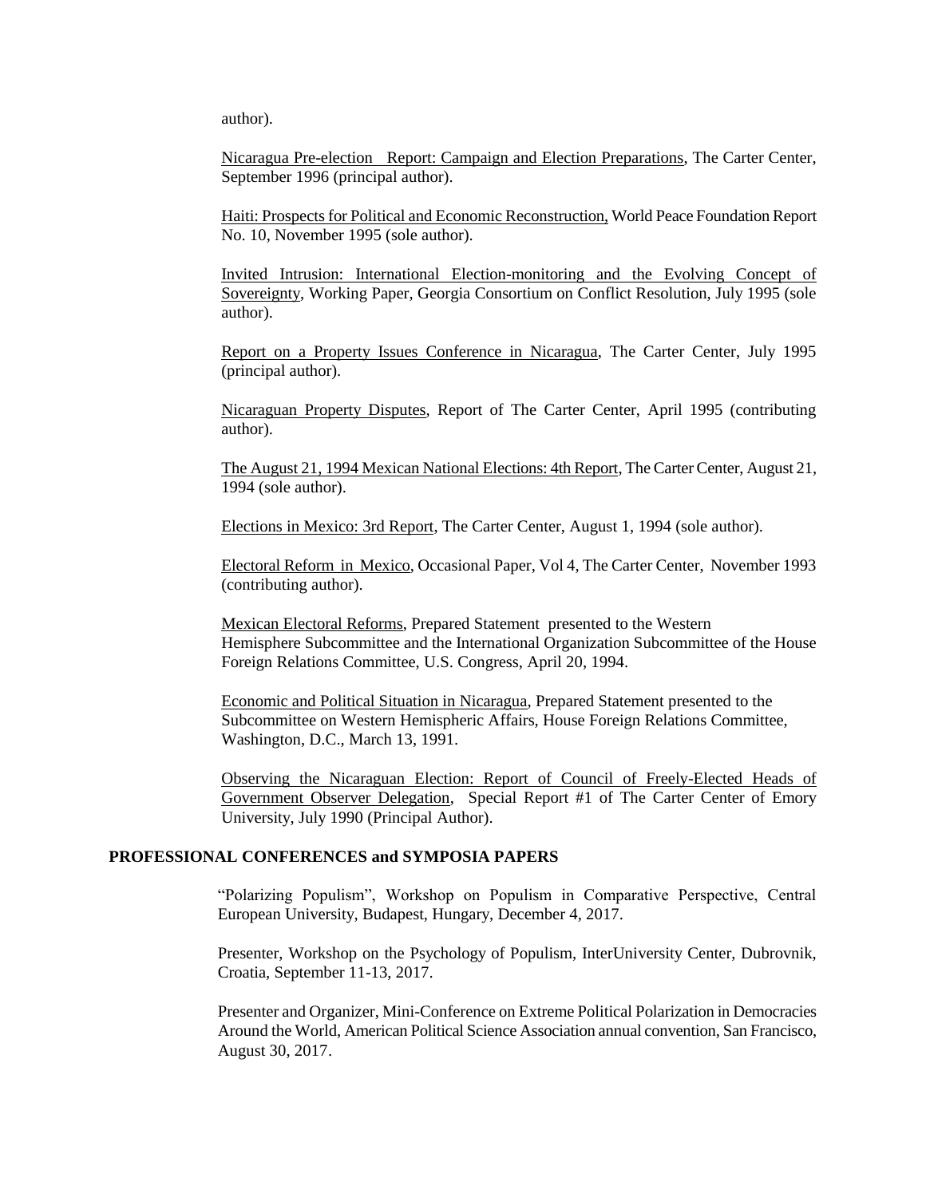author).

Nicaragua Pre-election Report: Campaign and Election Preparations, The Carter Center, September 1996 (principal author).

Haiti: Prospects for Political and Economic Reconstruction, World Peace Foundation Report No. 10, November 1995 (sole author).

Invited Intrusion: International Election-monitoring and the Evolving Concept of Sovereignty, Working Paper, Georgia Consortium on Conflict Resolution, July 1995 (sole author).

Report on a Property Issues Conference in Nicaragua, The Carter Center, July 1995 (principal author).

Nicaraguan Property Disputes, Report of The Carter Center, April 1995 (contributing author).

The August 21, 1994 Mexican National Elections: 4th Report, The Carter Center, August 21, 1994 (sole author).

Elections in Mexico: 3rd Report, The Carter Center, August 1, 1994 (sole author).

Electoral Reform in Mexico, Occasional Paper, Vol 4, The Carter Center, November 1993 (contributing author).

Mexican Electoral Reforms, Prepared Statement presented to the Western Hemisphere Subcommittee and the International Organization Subcommittee of the House Foreign Relations Committee, U.S. Congress, April 20, 1994.

Economic and Political Situation in Nicaragua, Prepared Statement presented to the Subcommittee on Western Hemispheric Affairs, House Foreign Relations Committee, Washington, D.C., March 13, 1991.

Observing the Nicaraguan Election: Report of Council of Freely-Elected Heads of Government Observer Delegation, Special Report #1 of The Carter Center of Emory University, July 1990 (Principal Author).

**PROFESSIONAL CONFERENCES and SYMPOSIA PAPERS**

"Polarizing Populism", Workshop on Populism in Comparative Perspective, Central European University, Budapest, Hungary, December 4, 2017.

Presenter, Workshop on the Psychology of Populism, InterUniversity Center, Dubrovnik, Croatia, September 11-13, 2017.

Presenter and Organizer, Mini-Conference on Extreme Political Polarization in Democracies Around the World, American Political Science Association annual convention, San Francisco, August 30, 2017.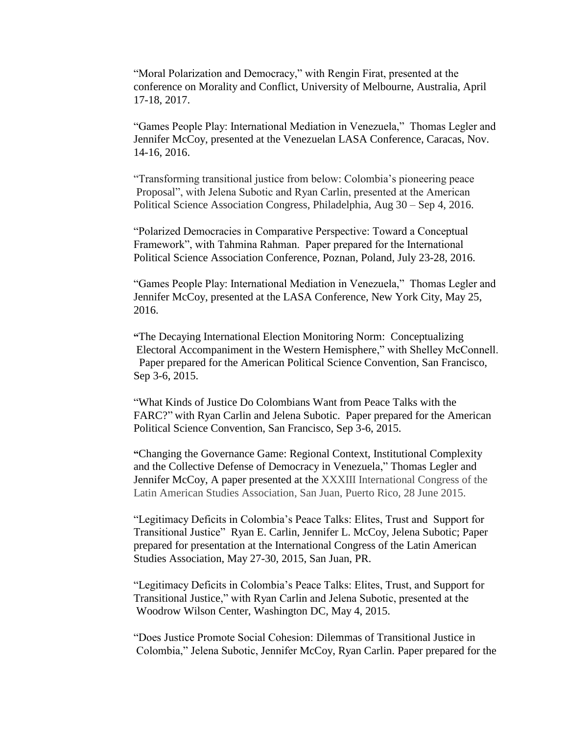"Moral Polarization and Democracy," with Rengin Firat, presented at the conference on Morality and Conflict, University of Melbourne, Australia, April 17-18, 2017.

"Games People Play: International Mediation in Venezuela," Thomas Legler and Jennifer McCoy, presented at the Venezuelan LASA Conference, Caracas, Nov. 14-16, 2016.

"Transforming transitional justice from below: Colombia's pioneering peace Proposal", with Jelena Subotic and Ryan Carlin, presented at the American Political Science Association Congress, Philadelphia, Aug 30 – Sep 4, 2016.

"Polarized Democracies in Comparative Perspective: Toward a Conceptual Framework", with Tahmina Rahman. Paper prepared for the International Political Science Association Conference, Poznan, Poland, July 23-28, 2016.

"Games People Play: International Mediation in Venezuela," Thomas Legler and Jennifer McCoy, presented at the LASA Conference, New York City, May 25, 2016.

"The Decaying International Election Monitoring Norm: Conceptualizing Electoral Accompaniment in the Western Hemisphere," with Shelley McConnell. Paper prepared for the American Political Science Convention, San Francisco, Sep 3-6, 2015.

"What Kinds of Justice Do Colombians Want from Peace Talks with the FARC?" with Ryan Carlin and Jelena Subotic. Paper prepared for the American Political Science Convention, San Francisco, Sep 3-6, 2015.

"Changing the Governance Game: Regional Context, Institutional Complexity and the Collective Defense of Democracy in Venezuela," Thomas Legler and Jennifer McCoy, A paper presented at the XXXIII International Congress of the Latin American Studies Association, San Juan, Puerto Rico, 28 June 2015.

"Legitimacy Deficits in Colombia's Peace Talks: Elites, Trust and Support for Transitional Justice" Ryan E. Carlin, Jennifer L. McCoy, Jelena Subotic; Paper prepared for presentation at the International Congress of the Latin American Studies Association, May 27-30, 2015, San Juan, PR.

"Legitimacy Deficits in Colombia's Peace Talks: Elites, Trust, and Support for Transitional Justice," with Ryan Carlin and Jelena Subotic, presented at the Woodrow Wilson Center, Washington DC, May 4, 2015.

"Does Justice Promote Social Cohesion: Dilemmas of Transitional Justice in Colombia," Jelena Subotic, Jennifer McCoy, Ryan Carlin. Paper prepared for the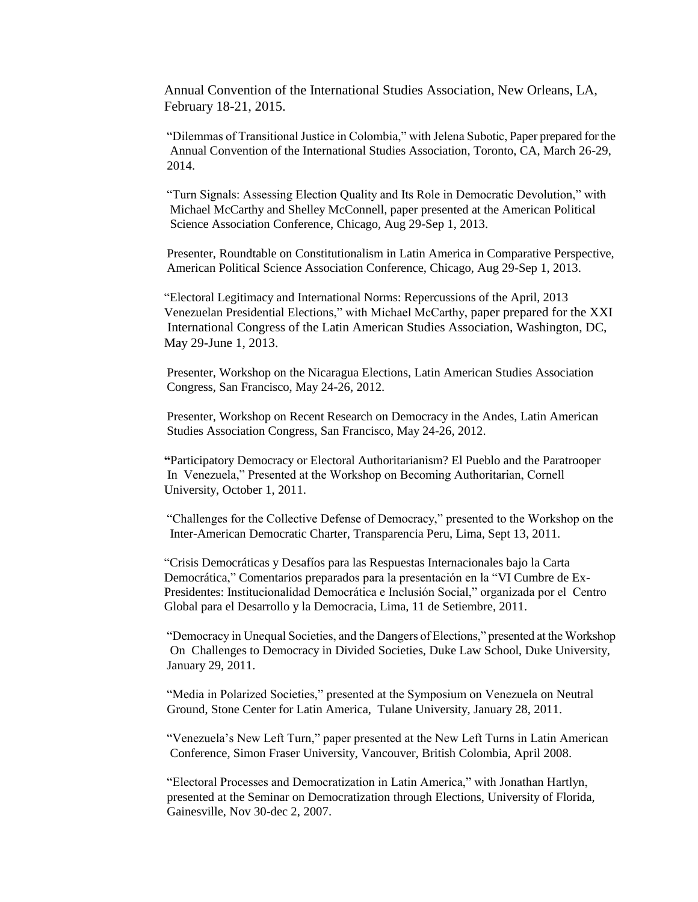Annual Convention of the International Studies Association, New Orleans, LA, February 18-21, 2015.

"Dilemmas of Transitional Justice in Colombia," with Jelena Subotic, Paper prepared for the Annual Convention of the International Studies Association, Toronto, CA, March 26-29, 2014.

"Turn Signals: Assessing Election Quality and Its Role in Democratic Devolution," with Michael McCarthy and Shelley McConnell, paper presented at the American Political Science Association Conference, Chicago, Aug 29-Sep 1, 2013.

Presenter, Roundtable on Constitutionalism in Latin America in Comparative Perspective, American Political Science Association Conference, Chicago, Aug 29-Sep 1, 2013.

"Electoral Legitimacy and International Norms: Repercussions of the April, 2013 Venezuelan Presidential Elections," with Michael McCarthy, paper prepared for the XXI International Congress of the Latin American Studies Association, Washington, DC, May 29-June 1, 2013.

Presenter, Workshop on the Nicaragua Elections, Latin American Studies Association Congress, San Francisco, May 24-26, 2012.

Presenter, Workshop on Recent Research on Democracy in the Andes, Latin American Studies Association Congress, San Francisco, May 24-26, 2012.

"Participatory Democracy or Electoral Authoritarianism? El Pueblo and the Paratrooper In Venezuela," Presented at the Workshop on Becoming Authoritarian, Cornell University, October 1, 2011.

"Challenges for the Collective Defense of Democracy," presented to the Workshop on the Inter-American Democratic Charter, Transparencia Peru, Lima, Sept 13, 2011.

"Crisis Democráticas y Desafíos para las Respuestas Internacionales bajo la Carta Democrática," Comentarios preparados para la presentación en la "VI Cumbre de Ex-Presidentes: Institucionalidad Democrática e Inclusión Social," organizada por el Centro Global para el Desarrollo y la Democracia, Lima, 11 de Setiembre, 2011.

"Democracy in Unequal Societies, and the Dangers of Elections," presented at the Workshop On Challenges to Democracy in Divided Societies, Duke Law School, Duke University, January 29, 2011.

"Media in Polarized Societies," presented at the Symposium on Venezuela on Neutral Ground, Stone Center for Latin America, Tulane University, January 28, 2011.

"Venezuela's New Left Turn," paper presented at the New Left Turns in Latin American Conference, Simon Fraser University, Vancouver, British Colombia, April 2008.

"Electoral Processes and Democratization in Latin America," with Jonathan Hartlyn, presented at the Seminar on Democratization through Elections, University of Florida, Gainesville, Nov 30-dec 2, 2007.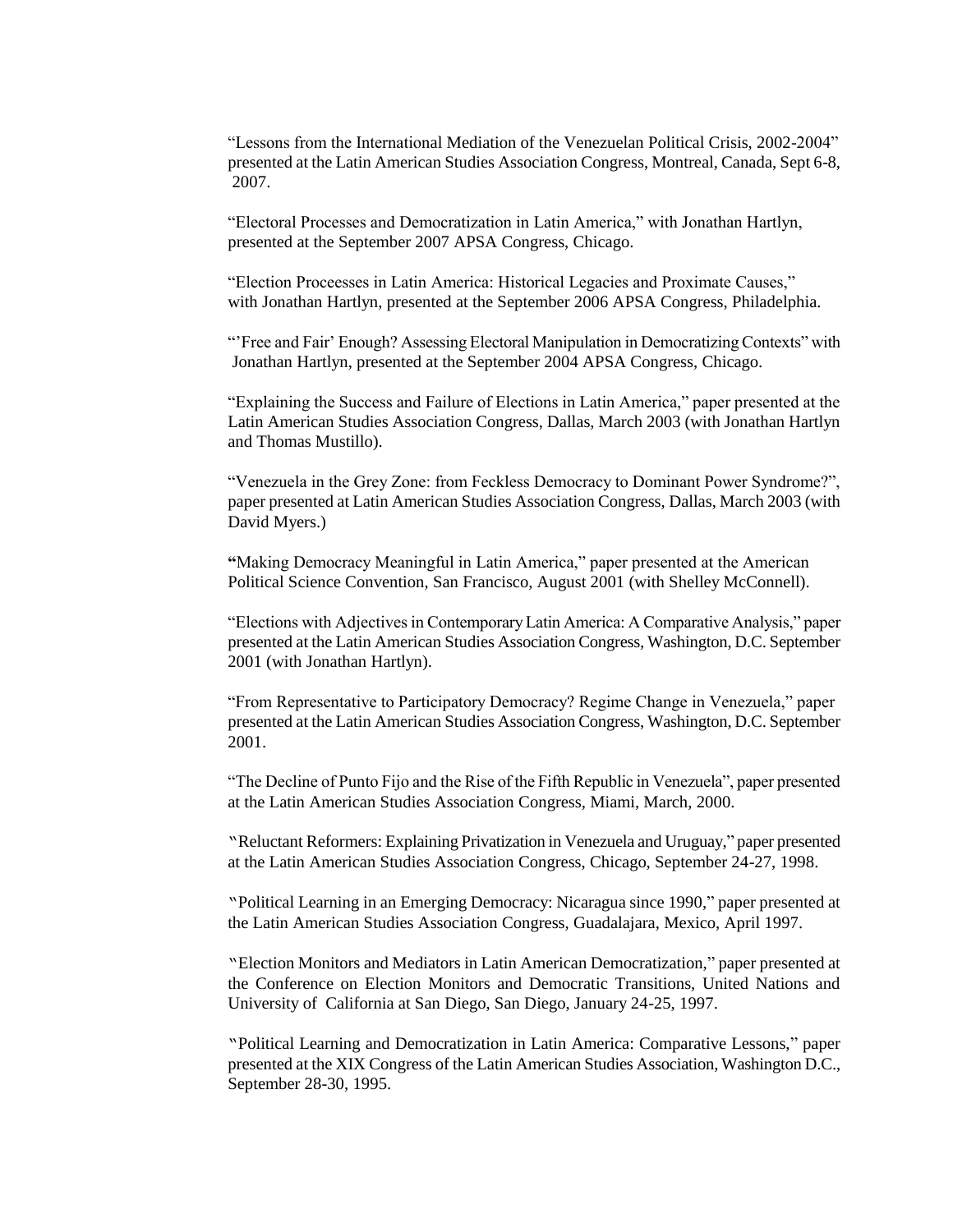"Lessons from the International Mediation of the Venezuelan Political Crisis, 2002-2004" presented at the Latin American Studies Association Congress, Montreal, Canada, Sept 6-8, 2007.

"Electoral Processes and Democratization in Latin America," with Jonathan Hartlyn, presented at the September 2007 APSA Congress, Chicago.

"Election Proceesses in Latin America: Historical Legacies and Proximate Causes," with Jonathan Hartlyn, presented at the September 2006 APSA Congress, Philadelphia.

"'Free and Fair' Enough? Assessing Electoral Manipulation in Democratizing Contexts" with Jonathan Hartlyn, presented at the September 2004 APSA Congress, Chicago.

"Explaining the Success and Failure of Elections in Latin America," paper presented at the Latin American Studies Association Congress, Dallas, March 2003 (with Jonathan Hartlyn and Thomas Mustillo).

"Venezuela in the Grey Zone: from Feckless Democracy to Dominant Power Syndrome?", paper presented at Latin American Studies Association Congress, Dallas, March 2003 (with David Myers.)

"Making Democracy Meaningful in Latin America," paper presented at the American Political Science Convention, San Francisco, August 2001 (with Shelley McConnell).

"Elections with Adjectives in Contemporary Latin America: A Comparative Analysis," paper presented at the Latin American Studies Association Congress, Washington, D.C. September 2001 (with Jonathan Hartlyn).

"From Representative to Participatory Democracy? Regime Change in Venezuela," paper presented at the Latin American Studies Association Congress, Washington, D.C. September 2001.

"The Decline of Punto Fijo and the Rise of the Fifth Republic in Venezuela", paper presented at the Latin American Studies Association Congress, Miami, March, 2000.

"Reluctant Reformers: Explaining Privatization in Venezuela and Uruguay," paper presented at the Latin American Studies Association Congress, Chicago, September 24-27, 1998.

"Political Learning in an Emerging Democracy: Nicaragua since 1990," paper presented at the Latin American Studies Association Congress, Guadalajara, Mexico, April 1997.

"Election Monitors and Mediators in Latin American Democratization," paper presented at the Conference on Election Monitors and Democratic Transitions, United Nations and University of California at San Diego, San Diego, January 24-25, 1997.

"Political Learning and Democratization in Latin America: Comparative Lessons," paper presented at the XIX Congress of the Latin American Studies Association, Washington D.C., September 28-30, 1995.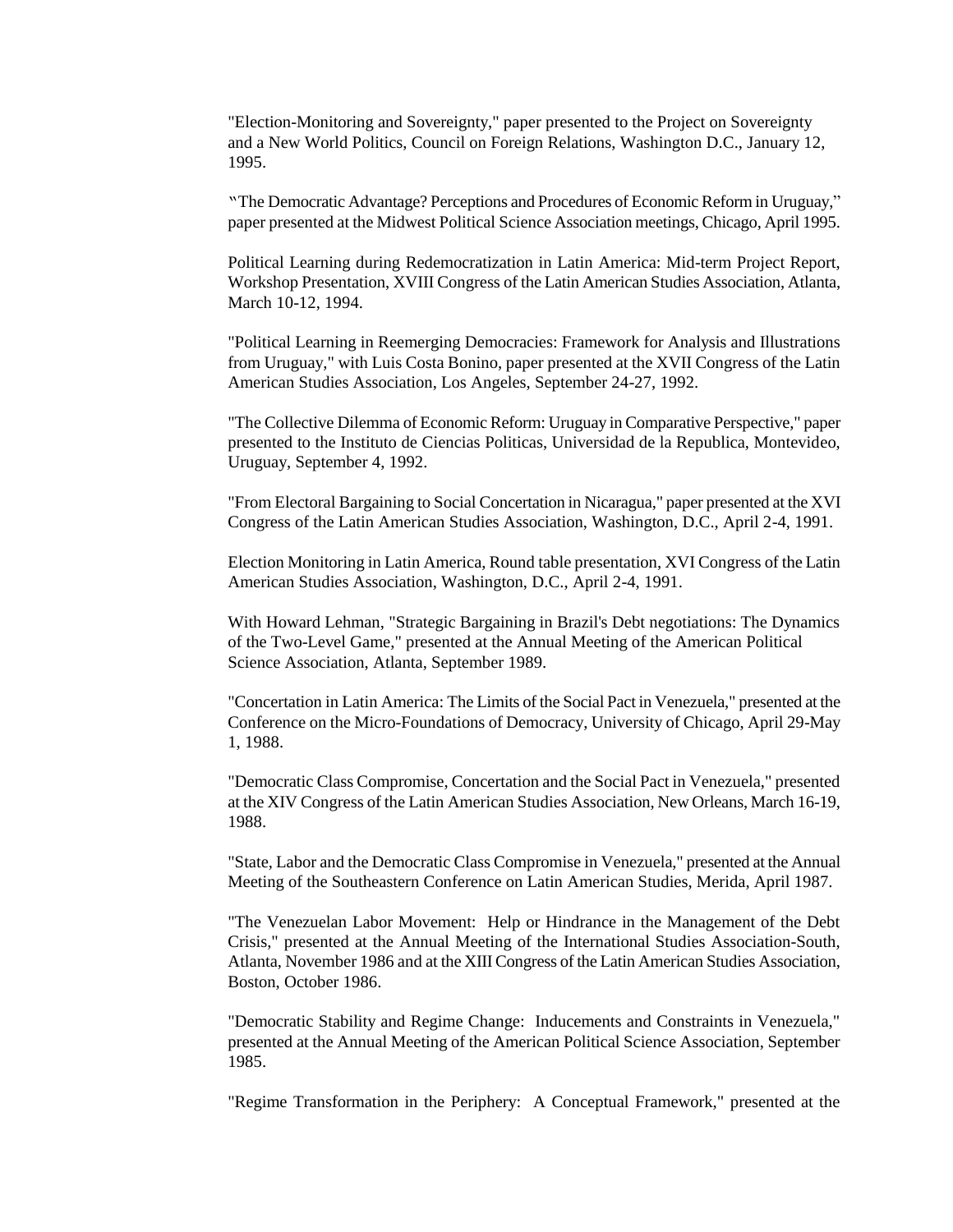"Election-Monitoring and Sovereignty," paper presented to the Project on Sovereignty and a New World Politics, Council on Foreign Relations, Washington D.C., January 12, 1995.

"The Democratic Advantage? Perceptions and Procedures of Economic Reform in Uruguay," paper presented at the Midwest Political Science Association meetings, Chicago, April 1995.

Political Learning during Redemocratization in Latin America: Mid-term Project Report, Workshop Presentation, XVIII Congress of the Latin American Studies Association, Atlanta, March 10-12, 1994.

"Political Learning in Reemerging Democracies: Framework for Analysis and Illustrations from Uruguay," with Luis Costa Bonino, paper presented at the XVII Congress of the Latin American Studies Association, Los Angeles, September 24-27, 1992.

"The Collective Dilemma of Economic Reform: Uruguay in Comparative Perspective," paper presented to the Instituto de Ciencias Politicas, Universidad de la Republica, Montevideo, Uruguay, September 4, 1992.

"From Electoral Bargaining to Social Concertation in Nicaragua," paper presented at the XVI Congress of the Latin American Studies Association, Washington, D.C., April 2-4, 1991.

Election Monitoring in Latin America, Round table presentation, XVI Congress of the Latin American Studies Association, Washington, D.C., April 2-4, 1991.

With Howard Lehman, "Strategic Bargaining in Brazil's Debt negotiations: The Dynamics of the Two-Level Game," presented at the Annual Meeting of the American Political Science Association, Atlanta, September 1989.

"Concertation in Latin America: The Limits of the Social Pact in Venezuela," presented at the Conference on the Micro-Foundations of Democracy, University of Chicago, April 29-May 1, 1988.

"Democratic Class Compromise, Concertation and the Social Pact in Venezuela," presented at the XIV Congress of the Latin American Studies Association, New Orleans, March 16-19, 1988.

"State, Labor and the Democratic Class Compromise in Venezuela," presented at the Annual Meeting of the Southeastern Conference on Latin American Studies, Merida, April 1987.

"The Venezuelan Labor Movement: Help or Hindrance in the Management of the Debt Crisis," presented at the Annual Meeting of the International Studies Association-South, Atlanta, November 1986 and at the XIII Congress of the Latin American Studies Association, Boston, October 1986.

"Democratic Stability and Regime Change: Inducements and Constraints in Venezuela," presented at the Annual Meeting of the American Political Science Association, September 1985.

"Regime Transformation in the Periphery: A Conceptual Framework," presented at the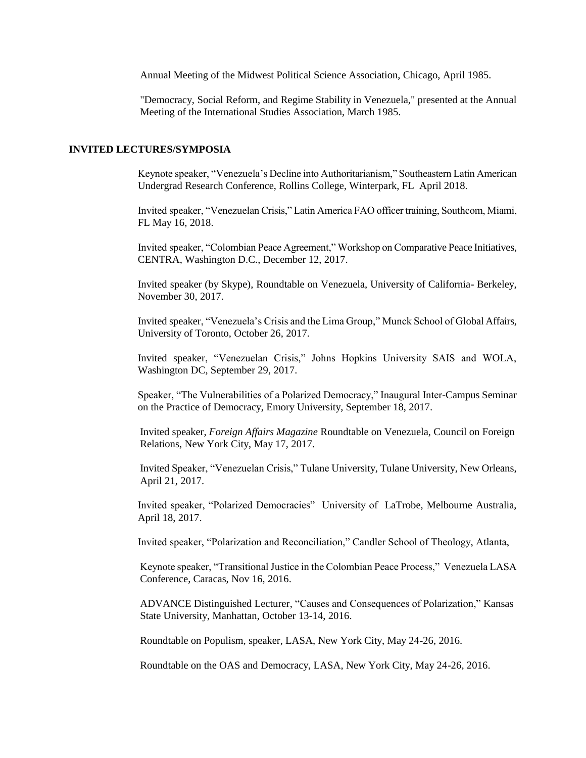Annual Meeting of the Midwest Political Science Association, Chicago, April 1985.

"Democracy, Social Reform, and Regime Stability in Venezuela," presented at the Annual Meeting of the International Studies Association, March 1985.

## INVITED LECTURES/SYMPOSIA

Keynote speaker, "Venezuela's Decline into Authoritarianism," Southeastern Latin American Undergrad Research Conference, Rollins College, Winterpark, FL April 2018.

Invited speaker, "Venezuelan Crisis," Latin America FAO officer training, Southcom, Miami, FL May 16, 2018.

Invited speaker, "Colombian Peace Agreement," Workshop on Comparative Peace Initiatives, CENTRA, Washington D.C., December 12, 2017.

Invited speaker (by Skype), Roundtable on Venezuela, University of California- Berkeley, November 30, 2017.

Invited speaker, "Venezuela's Crisis and the Lima Group," Munck School of Global Affairs, University of Toronto, October 26, 2017.

Invited speaker, "Venezuelan Crisis," Johns Hopkins University SAIS and WOLA, Washington DC, September 29, 2017.

Speaker, "The Vulnerabilities of a Polarized Democracy," Inaugural Inter-Campus Seminar on the Practice of Democracy, Emory University, September 18, 2017.

Invited speaker, *Foreign Affairs Magazine* Roundtable on Venezuela, Council on Foreign Relations, New York City, May 17, 2017.

Invited Speaker, "Venezuelan Crisis," Tulane University, Tulane University, New Orleans, April 21, 2017.

Invited speaker, "Polarized Democracies" University of LaTrobe, Melbourne Australia, April 18, 2017.

Invited speaker, "Polarization and Reconciliation," Candler School of Theology, Atlanta,

Keynote speaker, "Transitional Justice in the Colombian Peace Process," Venezuela LASA Conference, Caracas, Nov 16, 2016.

ADVANCE Distinguished Lecturer, "Causes and Consequences of Polarization," Kansas State University, Manhattan, October 13-14, 2016.

Roundtable on Populism, speaker, LASA, New York City, May 24-26, 2016.

Roundtable on the OAS and Democracy, LASA, New York City, May 24-26, 2016.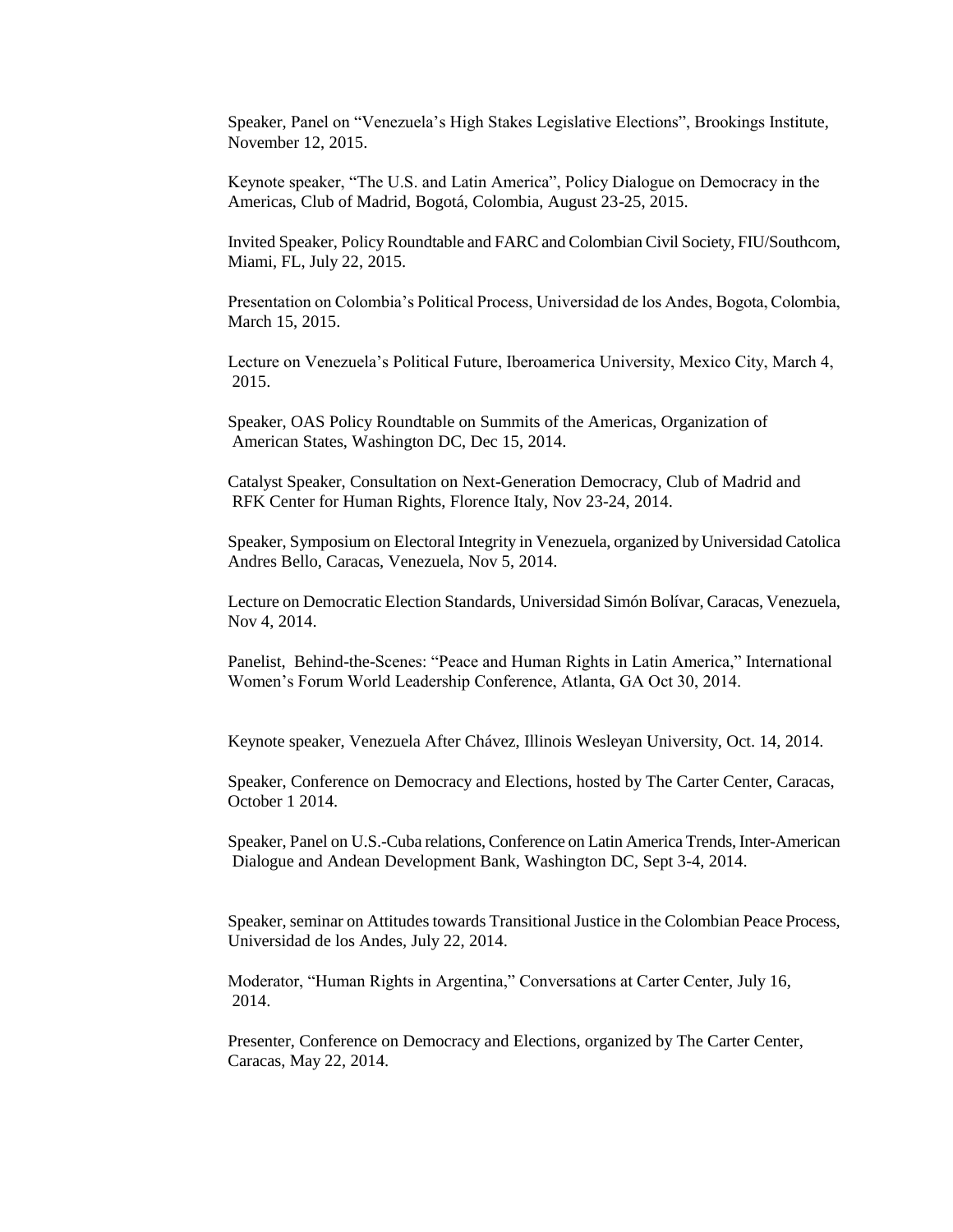Speaker, Panel on "Venezuela's High Stakes Legislative Elections", Brookings Institute, November 12, 2015.

Keynote speaker, "The U.S. and Latin America", Policy Dialogue on Democracy in the Americas, Club of Madrid, Bogotá, Colombia, August 23-25, 2015.

Invited Speaker, Policy Roundtable and FARC and Colombian Civil Society, FIU/Southcom, Miami, FL, July 22, 2015.

Presentation on Colombia's Political Process, Universidad de los Andes, Bogota, Colombia, March 15, 2015.

Lecture on Venezuela's Political Future, Iberoamerica University, Mexico City, March 4, 2015.

Speaker, OAS Policy Roundtable on Summits of the Americas, Organization of American States, Washington DC, Dec 15, 2014.

Catalyst Speaker, Consultation on Next-Generation Democracy, Club of Madrid and RFK Center for Human Rights, Florence Italy, Nov 23-24, 2014.

Speaker, Symposium on Electoral Integrity in Venezuela, organized by Universidad Catolica Andres Bello, Caracas, Venezuela, Nov 5, 2014.

Lecture on Democratic Election Standards, Universidad Simón Bolívar, Caracas, Venezuela, Nov 4, 2014.

Panelist, Behind-the-Scenes: "Peace and Human Rights in Latin America," International Women's Forum World Leadership Conference, Atlanta, GA Oct 30, 2014.

Keynote speaker, Venezuela After Chávez, Illinois Wesleyan University, Oct. 14, 2014.

Speaker, Conference on Democracy and Elections, hosted by The Carter Center, Caracas, October 1 2014.

Speaker, Panel on U.S.-Cuba relations, Conference on Latin America Trends, Inter-American Dialogue and Andean Development Bank, Washington DC, Sept 3-4, 2014.

Speaker, seminar on Attitudes towards Transitional Justice in the Colombian Peace Process, Universidad de los Andes, July 22, 2014.

Moderator, "Human Rights in Argentina," Conversations at Carter Center, July 16, 2014.

Presenter, Conference on Democracy and Elections, organized by The Carter Center, Caracas, May 22, 2014.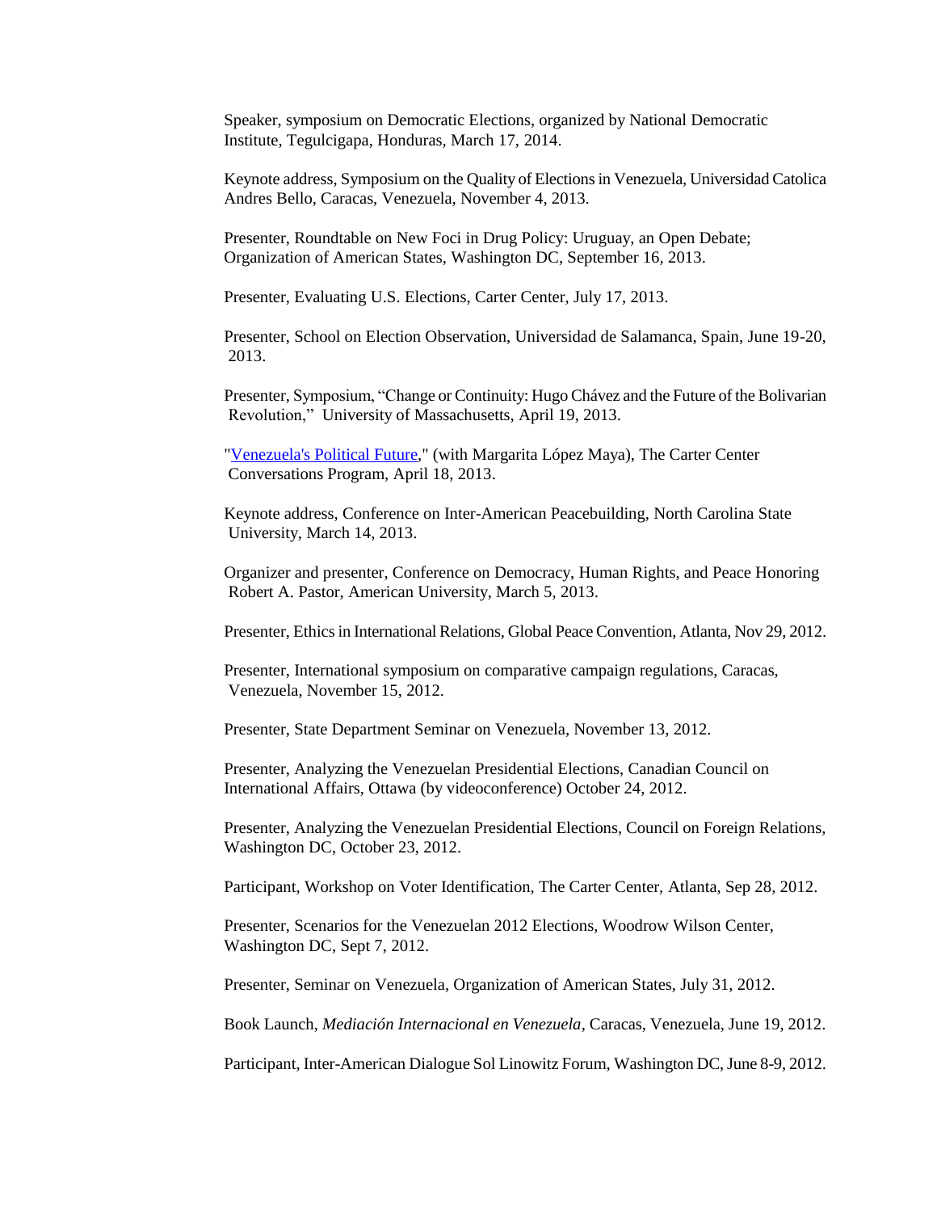Speaker, symposium on Democratic Elections, organized by National Democratic Institute, Tegulcigapa, Honduras, March 17, 2014.

Keynote address, Symposium on the Quality of Elections in Venezuela, Universidad Catolica Andres Bello, Caracas, Venezuela, November 4, 2013.

Presenter, Roundtable on New Foci in Drug Policy: Uruguay, an Open Debate; Organization of American States, Washington DC, September 16, 2013.

Presenter, Evaluating U.S. Elections, Carter Center, July 17, 2013.

Presenter, School on Election Observation, Universidad de Salamanca, Spain, June 19-20, 2013.

Presenter, Symposium, "Change or Continuity: Hugo Chávez and the Future of the Bolivarian Revolution," University of Massachusetts, April 19, 2013.

"[Venezuela's Political Future]," (with Margarita López Maya), The Carter Center Conversations Program, April 18, 2013.

Keynote address, Conference on Inter-American Peacebuilding, North Carolina State University, March 14, 2013.

Organizer and presenter, Conference on Democracy, Human Rights, and Peace Honoring Robert A. Pastor, American University, March 5, 2013.

Presenter, Ethics in International Relations, Global Peace Convention, Atlanta, Nov 29, 2012.

Presenter, International symposium on comparative campaign regulations, Caracas, Venezuela, November 15, 2012.

Presenter, State Department Seminar on Venezuela, November 13, 2012.

Presenter, Analyzing the Venezuelan Presidential Elections, Canadian Council on International Affairs, Ottawa (by videoconference) October 24, 2012.

Presenter, Analyzing the Venezuelan Presidential Elections, Council on Foreign Relations, Washington DC, October 23, 2012.

Participant, Workshop on Voter Identification, The Carter Center, Atlanta, Sep 28, 2012.

Presenter, Scenarios for the Venezuelan 2012 Elections, Woodrow Wilson Center, Washington DC, Sept 7, 2012.

Presenter, Seminar on Venezuela, Organization of American States, July 31, 2012.

Book Launch, *Mediación Internacional en Venezuela*, Caracas, Venezuela, June 19, 2012.

Participant, Inter-American Dialogue Sol Linowitz Forum, Washington DC, June 8-9, 2012.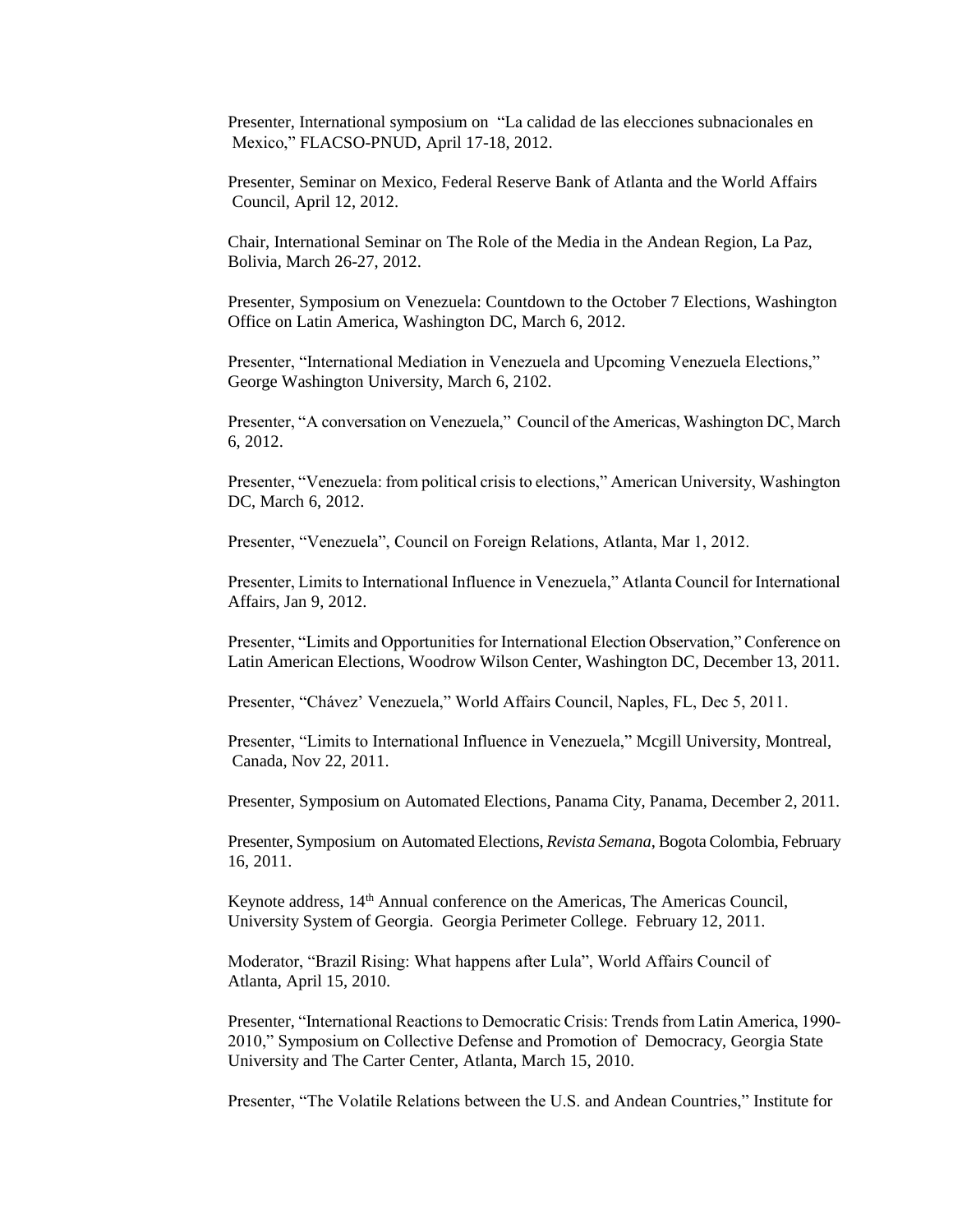Presenter, International symposium on "La calidad de las elecciones subnacionales en Mexico," FLACSO-PNUD, April 17-18, 2012.

Presenter, Seminar on Mexico, Federal Reserve Bank of Atlanta and the World Affairs Council, April 12, 2012.

Chair, International Seminar on The Role of the Media in the Andean Region, La Paz, Bolivia, March 26-27, 2012.

Presenter, Symposium on Venezuela: Countdown to the October 7 Elections, Washington Office on Latin America, Washington DC, March 6, 2012.

Presenter, "International Mediation in Venezuela and Upcoming Venezuela Elections," George Washington University, March 6, 2102.

Presenter, "A conversation on Venezuela," Council of the Americas, Washington DC, March 6, 2012.

Presenter, "Venezuela: from political crisis to elections," American University, Washington DC, March 6, 2012.

Presenter, "Venezuela", Council on Foreign Relations, Atlanta, Mar 1, 2012.

Presenter, Limits to International Influence in Venezuela," Atlanta Council for International Affairs, Jan 9, 2012.

Presenter, "Limits and Opportunities for International Election Observation," Conference on Latin American Elections, Woodrow Wilson Center, Washington DC, December 13, 2011.

Presenter, "Chávez' Venezuela," World Affairs Council, Naples, FL, Dec 5, 2011.

Presenter, "Limits to International Influence in Venezuela," Mcgill University, Montreal, Canada, Nov 22, 2011.

Presenter, Symposium on Automated Elections, Panama City, Panama, December 2, 2011.

Presenter, Symposium on Automated Elections, *Revista Semana*, Bogota Colombia, February 16, 2011.

Keynote address, 14th Annual conference on the Americas, The Americas Council, University System of Georgia. Georgia Perimeter College. February 12, 2011.

Moderator, "Brazil Rising: What happens after Lula", World Affairs Council of Atlanta, April 15, 2010.

Presenter, "International Reactions to Democratic Crisis: Trends from Latin America, 1990-2010," Symposium on Collective Defense and Promotion of Democracy, Georgia State University and The Carter Center, Atlanta, March 15, 2010.

Presenter, "The Volatile Relations between the U.S. and Andean Countries," Institute for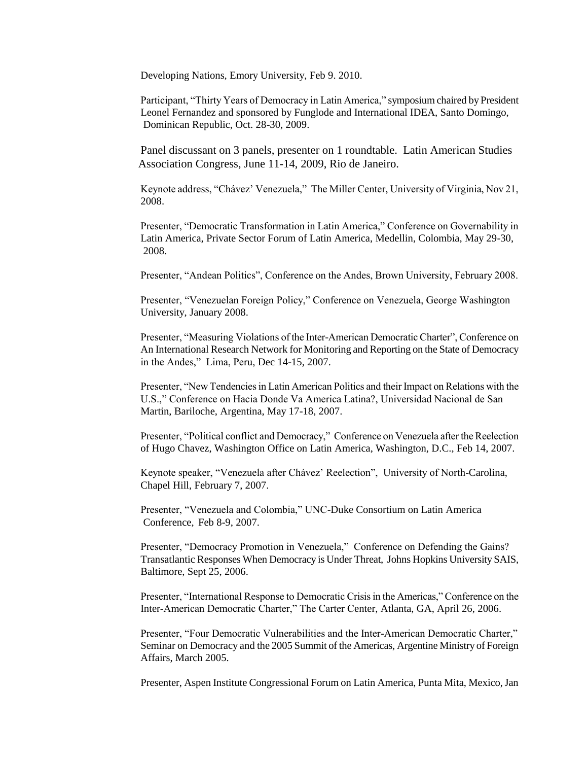Developing Nations, Emory University, Feb 9. 2010.

Participant, "Thirty Years of Democracy in Latin America," symposium chaired by President Leonel Fernandez and sponsored by Funglode and International IDEA, Santo Domingo, Dominican Republic, Oct. 28-30, 2009.

Panel discussant on 3 panels, presenter on 1 roundtable. Latin American Studies Association Congress, June 11-14, 2009, Rio de Janeiro.

Keynote address, "Chávez' Venezuela," The Miller Center, University of Virginia, Nov 21, 2008.

Presenter, "Democratic Transformation in Latin America," Conference on Governability in Latin America, Private Sector Forum of Latin America, Medellin, Colombia, May 29-30, 2008.

Presenter, "Andean Politics", Conference on the Andes, Brown University, February 2008.

Presenter, "Venezuelan Foreign Policy," Conference on Venezuela, George Washington University, January 2008.

Presenter, "Measuring Violations of the Inter-American Democratic Charter", Conference on An International Research Network for Monitoring and Reporting on the State of Democracy in the Andes," Lima, Peru, Dec 14-15, 2007.

Presenter, "New Tendencies in Latin American Politics and their Impact on Relations with the U.S.," Conference on Hacia Donde Va America Latina?, Universidad Nacional de San Martin, Bariloche, Argentina, May 17-18, 2007.

Presenter, "Political conflict and Democracy," Conference on Venezuela after the Reelection of Hugo Chavez, Washington Office on Latin America, Washington, D.C., Feb 14, 2007.

Keynote speaker, "Venezuela after Chávez' Reelection", University of North-Carolina, Chapel Hill, February 7, 2007.

Presenter, "Venezuela and Colombia," UNC-Duke Consortium on Latin America Conference, Feb 8-9, 2007.

Presenter, "Democracy Promotion in Venezuela," Conference on Defending the Gains? Transatlantic Responses When Democracy is Under Threat, Johns Hopkins University SAIS, Baltimore, Sept 25, 2006.

Presenter, "International Response to Democratic Crisis in the Americas," Conference on the Inter-American Democratic Charter," The Carter Center, Atlanta, GA, April 26, 2006.

Presenter, "Four Democratic Vulnerabilities and the Inter-American Democratic Charter," Seminar on Democracy and the 2005 Summit of the Americas, Argentine Ministry of Foreign Affairs, March 2005.

Presenter, Aspen Institute Congressional Forum on Latin America, Punta Mita, Mexico, Jan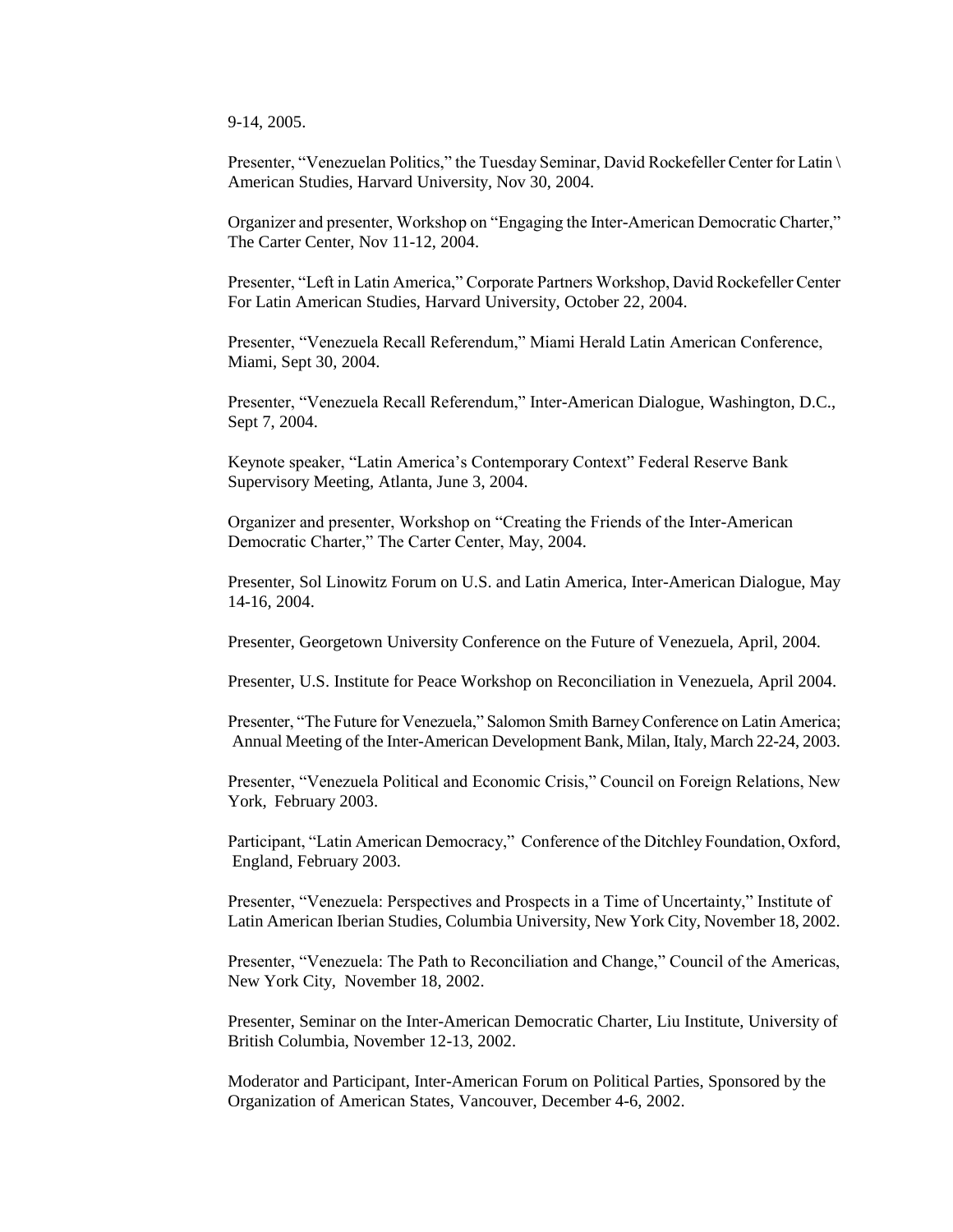9-14, 2005.

Presenter, "Venezuelan Politics," the Tuesday Seminar, David Rockefeller Center for Latin \ American Studies, Harvard University, Nov 30, 2004.

Organizer and presenter, Workshop on "Engaging the Inter-American Democratic Charter," The Carter Center, Nov 11-12, 2004.

Presenter, "Left in Latin America," Corporate Partners Workshop, David Rockefeller Center For Latin American Studies, Harvard University, October 22, 2004.

Presenter, "Venezuela Recall Referendum," Miami Herald Latin American Conference, Miami, Sept 30, 2004.

Presenter, "Venezuela Recall Referendum," Inter-American Dialogue, Washington, D.C., Sept 7, 2004.

Keynote speaker, "Latin America's Contemporary Context" Federal Reserve Bank Supervisory Meeting, Atlanta, June 3, 2004.

Organizer and presenter, Workshop on "Creating the Friends of the Inter-American Democratic Charter," The Carter Center, May, 2004.

Presenter, Sol Linowitz Forum on U.S. and Latin America, Inter-American Dialogue, May 14-16, 2004.

Presenter, Georgetown University Conference on the Future of Venezuela, April, 2004.

Presenter, U.S. Institute for Peace Workshop on Reconciliation in Venezuela, April 2004.

Presenter, "The Future for Venezuela," Salomon Smith Barney Conference on Latin America; Annual Meeting of the Inter-American Development Bank, Milan, Italy, March 22-24, 2003.

Presenter, "Venezuela Political and Economic Crisis," Council on Foreign Relations, New York, February 2003.

Participant, "Latin American Democracy," Conference of the Ditchley Foundation, Oxford, England, February 2003.

Presenter, "Venezuela: Perspectives and Prospects in a Time of Uncertainty," Institute of Latin American Iberian Studies, Columbia University, New York City, November 18, 2002.

Presenter, "Venezuela: The Path to Reconciliation and Change," Council of the Americas, New York City, November 18, 2002.

Presenter, Seminar on the Inter-American Democratic Charter, Liu Institute, University of British Columbia, November 12-13, 2002.

Moderator and Participant, Inter-American Forum on Political Parties, Sponsored by the Organization of American States, Vancouver, December 4-6, 2002.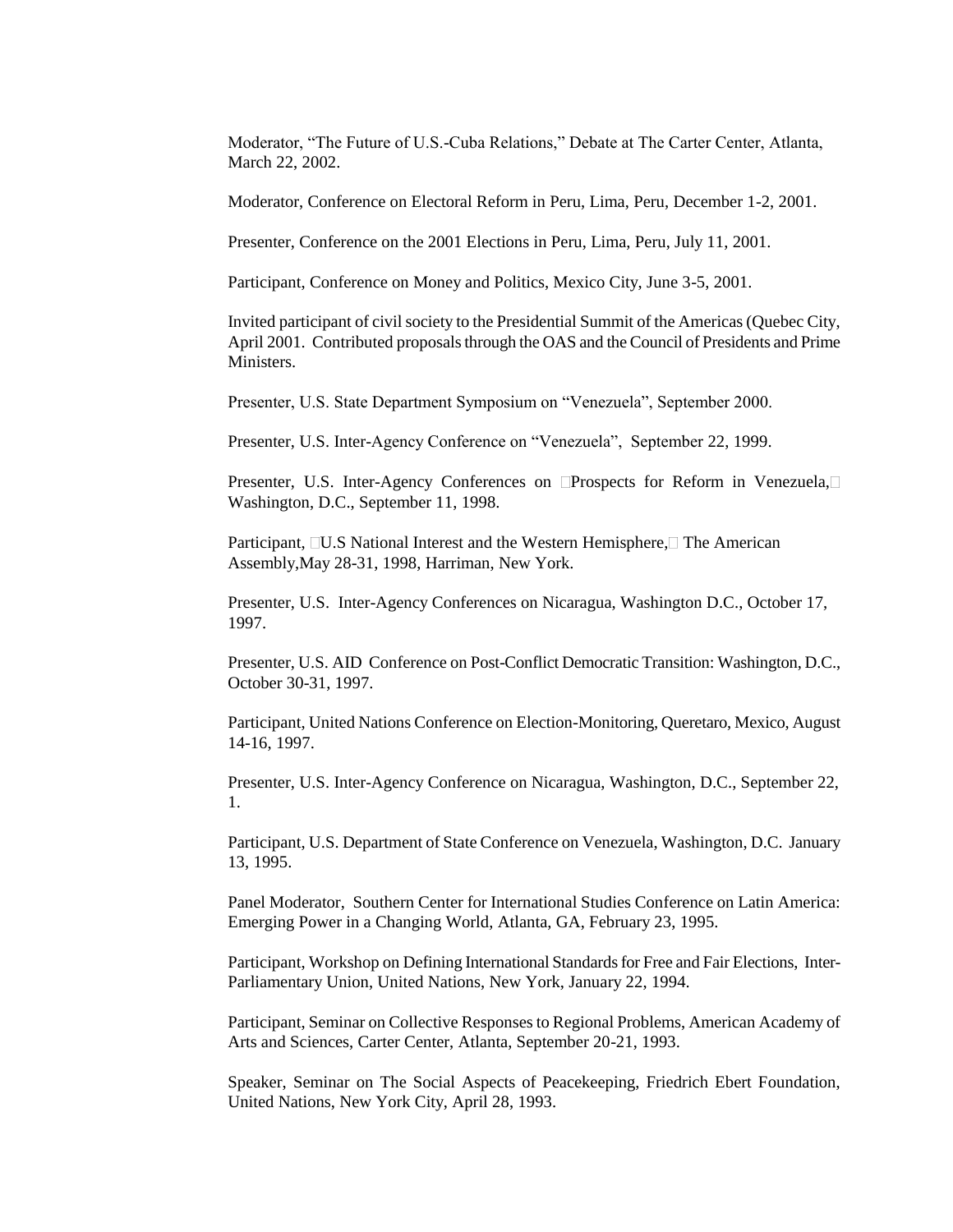Moderator, "The Future of U.S.-Cuba Relations," Debate at The Carter Center, Atlanta, March 22, 2002.

Moderator, Conference on Electoral Reform in Peru, Lima, Peru, December 1-2, 2001.

Presenter, Conference on the 2001 Elections in Peru, Lima, Peru, July 11, 2001.

Participant, Conference on Money and Politics, Mexico City, June 3-5, 2001.

Invited participant of civil society to the Presidential Summit of the Americas (Quebec City, April 2001. Contributed proposals through the OAS and the Council of Presidents and Prime Ministers.

Presenter, U.S. State Department Symposium on "Venezuela", September 2000.

Presenter, U.S. Inter-Agency Conference on "Venezuela", September 22, 1999.

Presenter, U.S. Inter-Agency Conferences on Prospects for Reform in Venezuela, Washington, D.C., September 11, 1998.

Participant, U.S National Interest and the Western Hemisphere, The American Assembly,May 28-31, 1998, Harriman, New York.

Presenter, U.S. Inter-Agency Conferences on Nicaragua, Washington D.C., October 17, 1997.

Presenter, U.S. AID Conference on Post-Conflict Democratic Transition: Washington, D.C., October 30-31, 1997.

Participant, United Nations Conference on Election-Monitoring, Queretaro, Mexico, August 14-16, 1997.

Presenter, U.S. Inter-Agency Conference on Nicaragua, Washington, D.C., September 22, 1.

Participant, U.S. Department of State Conference on Venezuela, Washington, D.C. January 13, 1995.

Panel Moderator, Southern Center for International Studies Conference on Latin America: Emerging Power in a Changing World, Atlanta, GA, February 23, 1995.

Participant, Workshop on Defining International Standards for Free and Fair Elections, Inter-Parliamentary Union, United Nations, New York, January 22, 1994.

Participant, Seminar on Collective Responses to Regional Problems, American Academy of Arts and Sciences, Carter Center, Atlanta, September 20-21, 1993.

Speaker, Seminar on The Social Aspects of Peacekeeping, Friedrich Ebert Foundation, United Nations, New York City, April 28, 1993.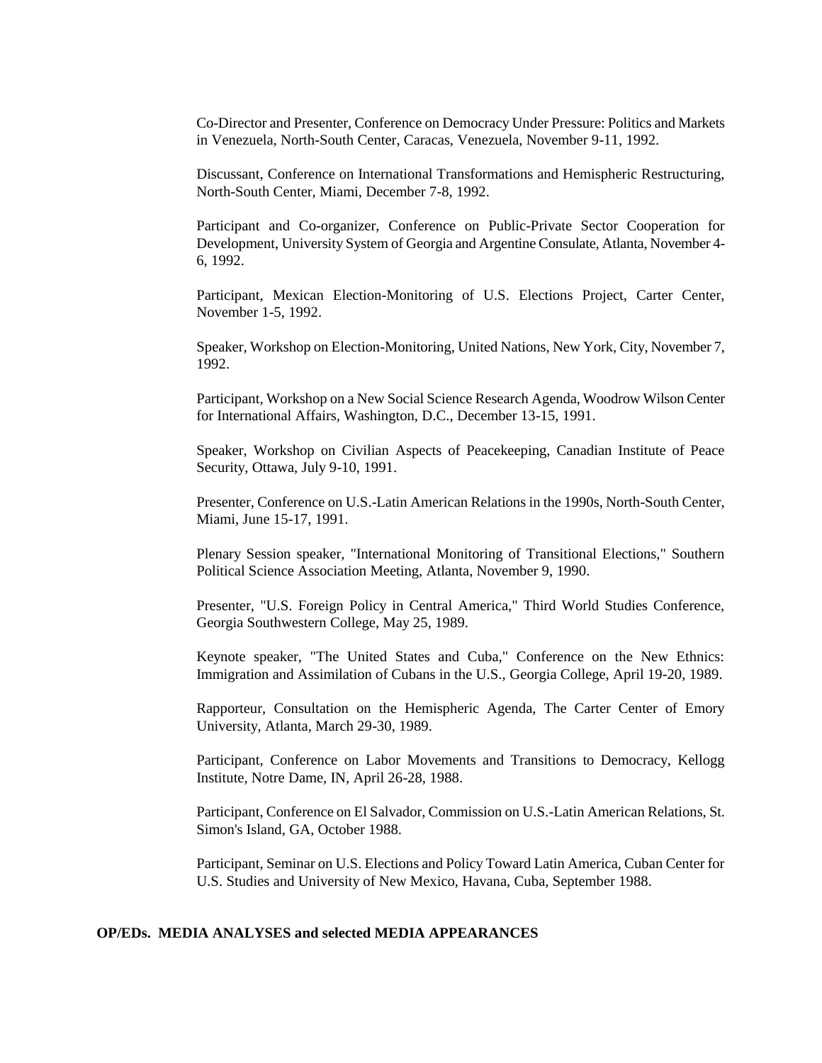Co-Director and Presenter, Conference on Democracy Under Pressure: Politics and Markets in Venezuela, North-South Center, Caracas, Venezuela, November 9-11, 1992.

Discussant, Conference on International Transformations and Hemispheric Restructuring, North-South Center, Miami, December 7-8, 1992.

Participant and Co-organizer, Conference on Public-Private Sector Cooperation for Development, University System of Georgia and Argentine Consulate, Atlanta, November 4-6, 1992.

Participant, Mexican Election-Monitoring of U.S. Elections Project, Carter Center, November 1-5, 1992.

Speaker, Workshop on Election-Monitoring, United Nations, New York, City, November 7, 1992.

Participant, Workshop on a New Social Science Research Agenda, Woodrow Wilson Center for International Affairs, Washington, D.C., December 13-15, 1991.

Speaker, Workshop on Civilian Aspects of Peacekeeping, Canadian Institute of Peace Security, Ottawa, July 9-10, 1991.

Presenter, Conference on U.S.-Latin American Relations in the 1990s, North-South Center, Miami, June 15-17, 1991.

Plenary Session speaker, "International Monitoring of Transitional Elections," Southern Political Science Association Meeting, Atlanta, November 9, 1990.

Presenter, "U.S. Foreign Policy in Central America," Third World Studies Conference, Georgia Southwestern College, May 25, 1989.

Keynote speaker, "The United States and Cuba," Conference on the New Ethnics: Immigration and Assimilation of Cubans in the U.S., Georgia College, April 19-20, 1989.

Rapporteur, Consultation on the Hemispheric Agenda, The Carter Center of Emory University, Atlanta, March 29-30, 1989.

Participant, Conference on Labor Movements and Transitions to Democracy, Kellogg Institute, Notre Dame, IN, April 26-28, 1988.

Participant, Conference on El Salvador, Commission on U.S.-Latin American Relations, St. Simon's Island, GA, October 1988.

Participant, Seminar on U.S. Elections and Policy Toward Latin America, Cuban Center for U.S. Studies and University of New Mexico, Havana, Cuba, September 1988.

**OP/EDs. MEDIA ANALYSES and selected MEDIA APPEARANCES**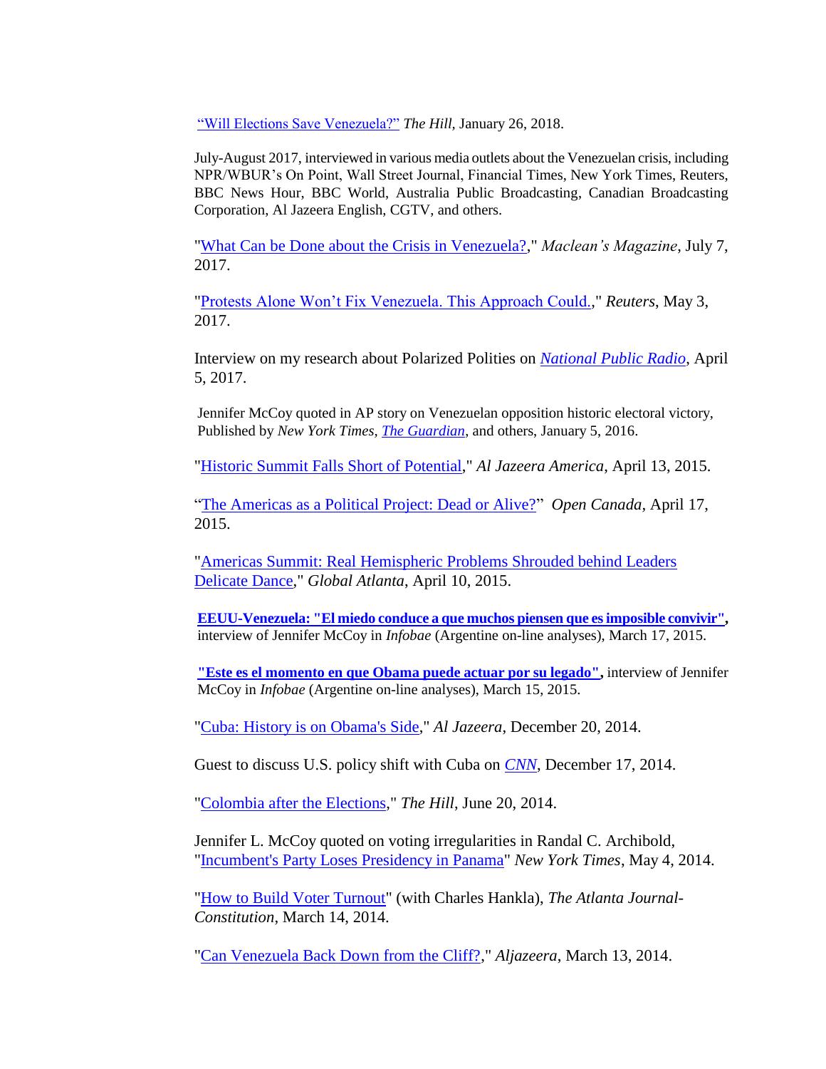"Will Elections Save Venezuela?" *The Hill*, January 26, 2018.

July-August 2017, interviewed in various media outlets about the Venezuelan crisis, including NPR/WBUR's On Point, Wall Street Journal, Financial Times, New York Times, Reuters, BBC News Hour, BBC World, Australia Public Broadcasting, Canadian Broadcasting Corporation, Al Jazeera English, CGTV, and others.

"What Can be Done about the Crisis in Venezuela?," *Maclean's Magazine*, July 7, 2017.

"Protests Alone Won't Fix Venezuela. This Approach Could.," *Reuters*, May 3, 2017.

Interview on my research about Polarized Polities on *National Public Radio*, April 5, 2017.

Jennifer McCoy quoted in AP story on Venezuelan opposition historic electoral victory, Published by *New York Times*, *The Guardian*, and others, January 5, 2016.

"Historic Summit Falls Short of Potential," *Al Jazeera America*, April 13, 2015.

"The Americas as a Political Project: Dead or Alive?" *Open Canada*, April 17, 2015.

"Americas Summit: Real Hemispheric Problems Shrouded behind Leaders Delicate Dance," *Global Atlanta*, April 10, 2015.

**EEUU-Venezuela: "El miedo conduce a que muchos piensen que es imposible convivir",** interview of Jennifer McCoy in *Infobae* (Argentine on-line analyses), March 17, 2015.

**"Este es el momento en que Obama puede actuar por su legado",** interview of Jennifer McCoy in *Infobae* (Argentine on-line analyses), March 15, 2015.

"Cuba: History is on Obama's Side," *Al Jazeera*, December 20, 2014.

Guest to discuss U.S. policy shift with Cuba on *CNN*, December 17, 2014.

"Colombia after the Elections," *The Hill*, June 20, 2014.

Jennifer L. McCoy quoted on voting irregularities in Randal C. Archibold, "Incumbent's Party Loses Presidency in Panama" *New York Times*, May 4, 2014.

"How to Build Voter Turnout" (with Charles Hankla), *The Atlanta Journal-Constitution*, March 14, 2014.

"Can Venezuela Back Down from the Cliff?," *Aljazeera*, March 13, 2014.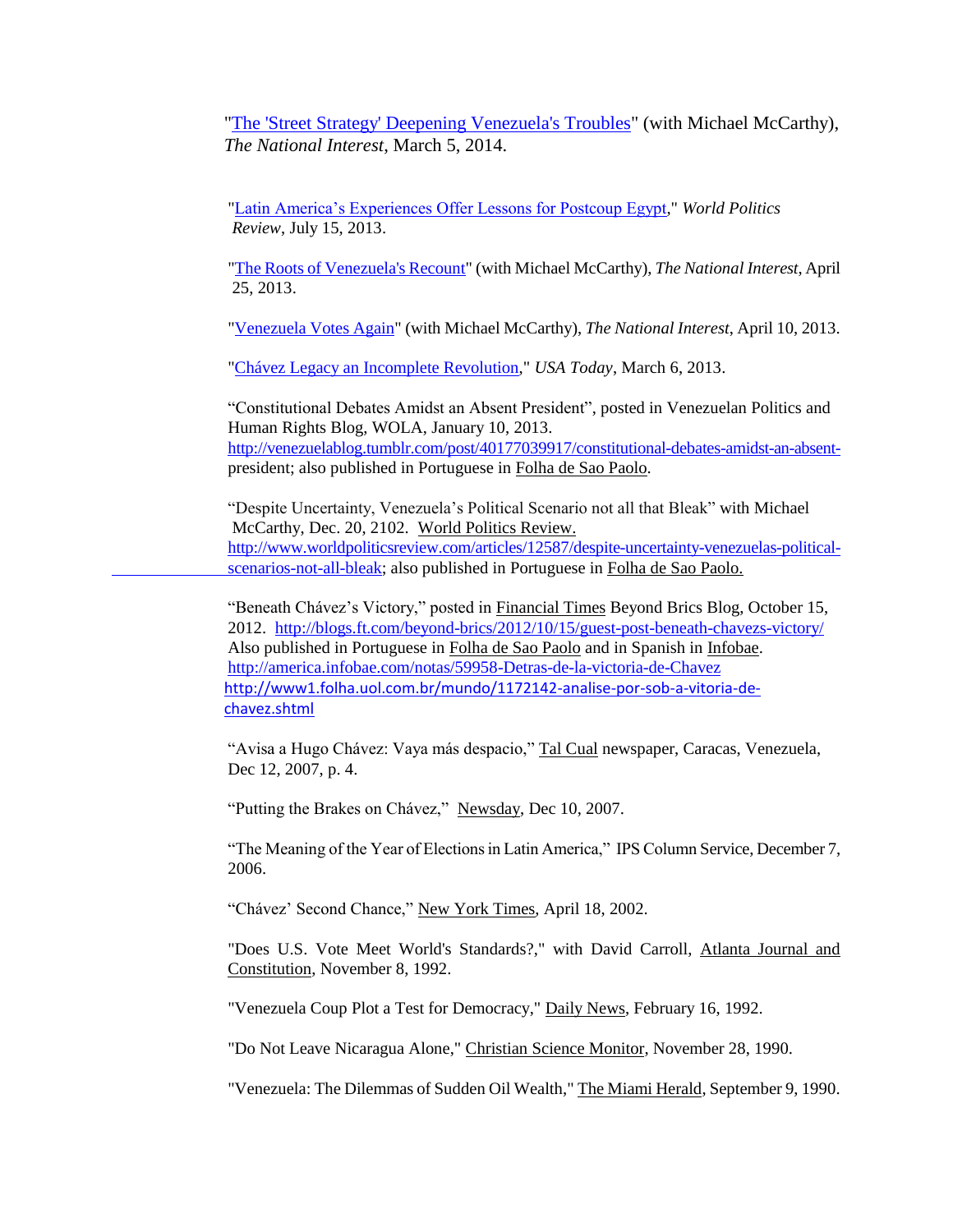"The 'Street Strategy' Deepening Venezuela's Troubles" (with Michael McCarthy), *The National Interest*, March 5, 2014.

"Latin America's Experiences Offer Lessons for Postcoup Egypt," *World Politics Review*, July 15, 2013.

"The Roots of Venezuela's Recount" (with Michael McCarthy), *The National Interest*, April 25, 2013.

"Venezuela Votes Again" (with Michael McCarthy), *The National Interest*, April 10, 2013.

"Chávez Legacy an Incomplete Revolution," *USA Today*, March 6, 2013.

"Constitutional Debates Amidst an Absent President", posted in Venezuelan Politics and Human Rights Blog, WOLA, January 10, 2013. http://venezuelablog.tumblr.com/post/40177039917/constitutional-debates-amidst-an-absent-president; also published in Portuguese in Folha de Sao Paolo.

"Despite Uncertainty, Venezuela's Political Scenario not all that Bleak" with Michael McCarthy, Dec. 20, 2102. World Politics Review. http://www.worldpoliticsreview.com/articles/12587/despite-uncertainty-venezuelas-political-scenarios-not-all-bleak; also published in Portuguese in Folha de Sao Paolo.

"Beneath Chávez's Victory," posted in Financial Times Beyond Brics Blog, October 15, 2012. http://blogs.ft.com/beyond-brics/2012/10/15/guest-post-beneath-chavezs-victory/ Also published in Portuguese in Folha de Sao Paolo and in Spanish in Infobae. http://america.infobae.com/notas/59958-Detras-de-la-victoria-de-Chavez http://www1.folha.uol.com.br/mundo/1172142-analise-por-sob-a-vitoria-de-chavez.shtml

"Avisa a Hugo Chávez: Vaya más despacio," Tal Cual newspaper, Caracas, Venezuela, Dec 12, 2007, p. 4.

"Putting the Brakes on Chávez," Newsday, Dec 10, 2007.

"The Meaning of the Year of Elections in Latin America," IPS Column Service, December 7, 2006.

"Chávez' Second Chance," New York Times, April 18, 2002.

"Does U.S. Vote Meet World's Standards?," with David Carroll, Atlanta Journal and Constitution, November 8, 1992.

"Venezuela Coup Plot a Test for Democracy," Daily News, February 16, 1992.

"Do Not Leave Nicaragua Alone," Christian Science Monitor, November 28, 1990.

"Venezuela: The Dilemmas of Sudden Oil Wealth," The Miami Herald, September 9, 1990.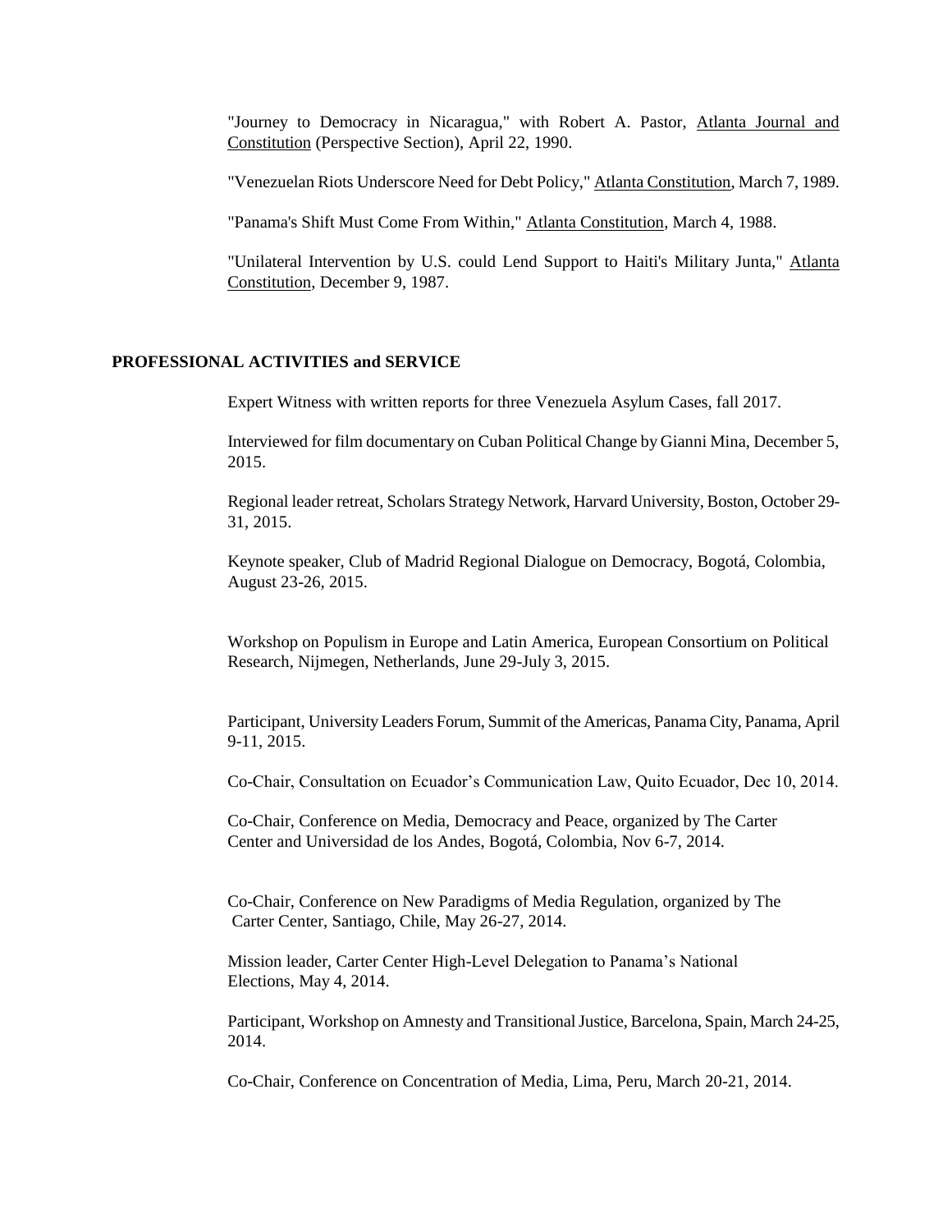"Journey to Democracy in Nicaragua," with Robert A. Pastor, Atlanta Journal and Constitution (Perspective Section), April 22, 1990.

"Venezuelan Riots Underscore Need for Debt Policy," Atlanta Constitution, March 7, 1989.

"Panama's Shift Must Come From Within," Atlanta Constitution, March 4, 1988.

"Unilateral Intervention by U.S. could Lend Support to Haiti's Military Junta," Atlanta Constitution, December 9, 1987.

## PROFESSIONAL ACTIVITIES and SERVICE

Expert Witness with written reports for three Venezuela Asylum Cases, fall 2017.

Interviewed for film documentary on Cuban Political Change by Gianni Mina, December 5, 2015.

Regional leader retreat, Scholars Strategy Network, Harvard University, Boston, October 29-31, 2015.

Keynote speaker, Club of Madrid Regional Dialogue on Democracy, Bogotá, Colombia, August 23-26, 2015.

Workshop on Populism in Europe and Latin America, European Consortium on Political Research, Nijmegen, Netherlands, June 29-July 3, 2015.

Participant, University Leaders Forum, Summit of the Americas, Panama City, Panama, April 9-11, 2015.

Co-Chair, Consultation on Ecuador's Communication Law, Quito Ecuador, Dec 10, 2014.

Co-Chair, Conference on Media, Democracy and Peace, organized by The Carter Center and Universidad de los Andes, Bogotá, Colombia, Nov 6-7, 2014.

Co-Chair, Conference on New Paradigms of Media Regulation, organized by The Carter Center, Santiago, Chile, May 26-27, 2014.

Mission leader, Carter Center High-Level Delegation to Panama's National Elections, May 4, 2014.

Participant, Workshop on Amnesty and Transitional Justice, Barcelona, Spain, March 24-25, 2014.

Co-Chair, Conference on Concentration of Media, Lima, Peru, March 20-21, 2014.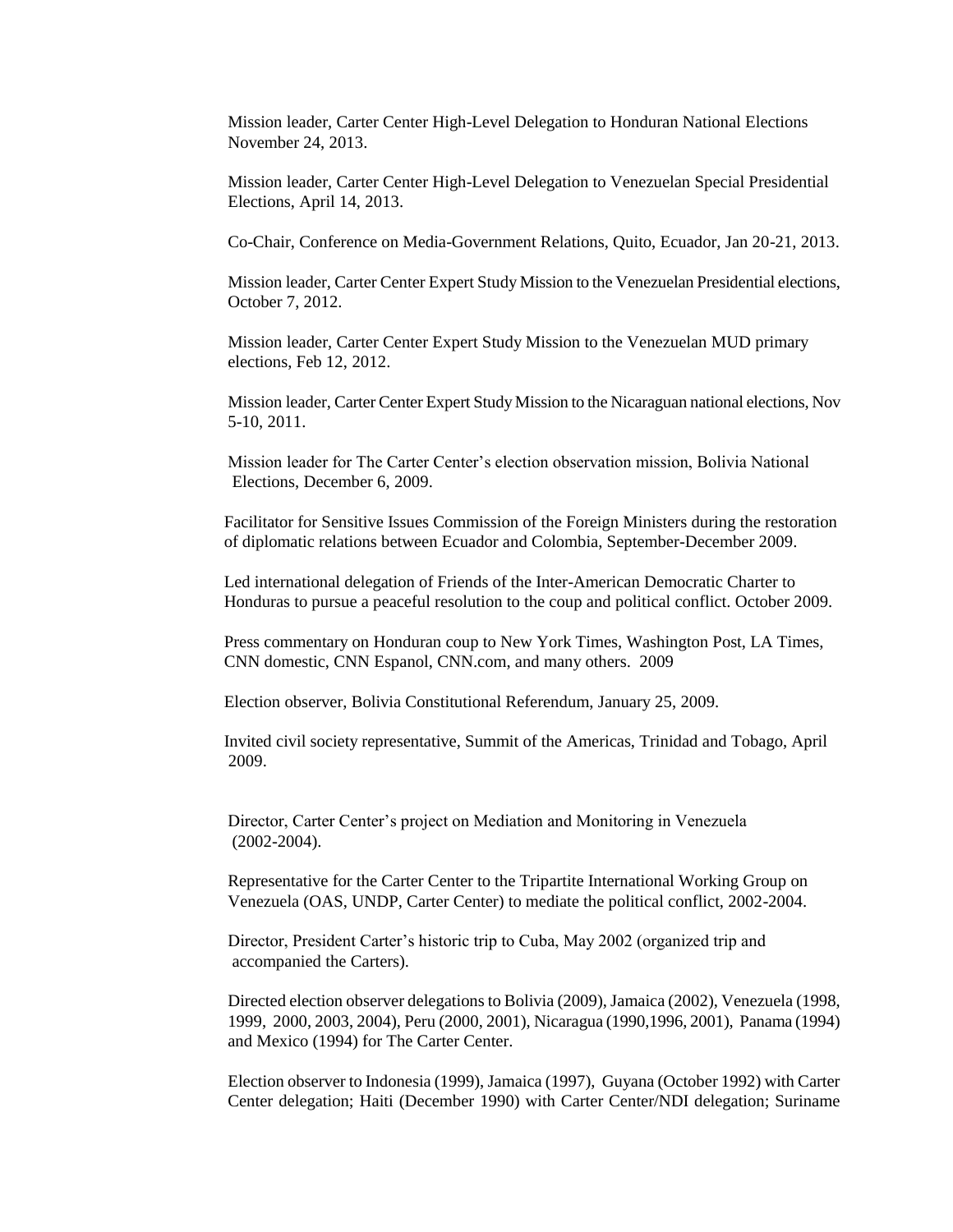Mission leader, Carter Center High-Level Delegation to Honduran National Elections November 24, 2013.

Mission leader, Carter Center High-Level Delegation to Venezuelan Special Presidential Elections, April 14, 2013.

Co-Chair, Conference on Media-Government Relations, Quito, Ecuador, Jan 20-21, 2013.

Mission leader, Carter Center Expert Study Mission to the Venezuelan Presidential elections, October 7, 2012.

Mission leader, Carter Center Expert Study Mission to the Venezuelan MUD primary elections, Feb 12, 2012.

Mission leader, Carter Center Expert Study Mission to the Nicaraguan national elections, Nov 5-10, 2011.

Mission leader for The Carter Center's election observation mission, Bolivia National Elections, December 6, 2009.

Facilitator for Sensitive Issues Commission of the Foreign Ministers during the restoration of diplomatic relations between Ecuador and Colombia, September-December 2009.

Led international delegation of Friends of the Inter-American Democratic Charter to Honduras to pursue a peaceful resolution to the coup and political conflict. October 2009.

Press commentary on Honduran coup to New York Times, Washington Post, LA Times, CNN domestic, CNN Espanol, CNN.com, and many others. 2009

Election observer, Bolivia Constitutional Referendum, January 25, 2009.

Invited civil society representative, Summit of the Americas, Trinidad and Tobago, April 2009.

Director, Carter Center's project on Mediation and Monitoring in Venezuela (2002-2004).

Representative for the Carter Center to the Tripartite International Working Group on Venezuela (OAS, UNDP, Carter Center) to mediate the political conflict, 2002-2004.

Director, President Carter's historic trip to Cuba, May 2002 (organized trip and accompanied the Carters).

Directed election observer delegations to Bolivia (2009), Jamaica (2002), Venezuela (1998, 1999, 2000, 2003, 2004), Peru (2000, 2001), Nicaragua (1990,1996, 2001), Panama (1994) and Mexico (1994) for The Carter Center.

Election observer to Indonesia (1999), Jamaica (1997), Guyana (October 1992) with Carter Center delegation; Haiti (December 1990) with Carter Center/NDI delegation; Suriname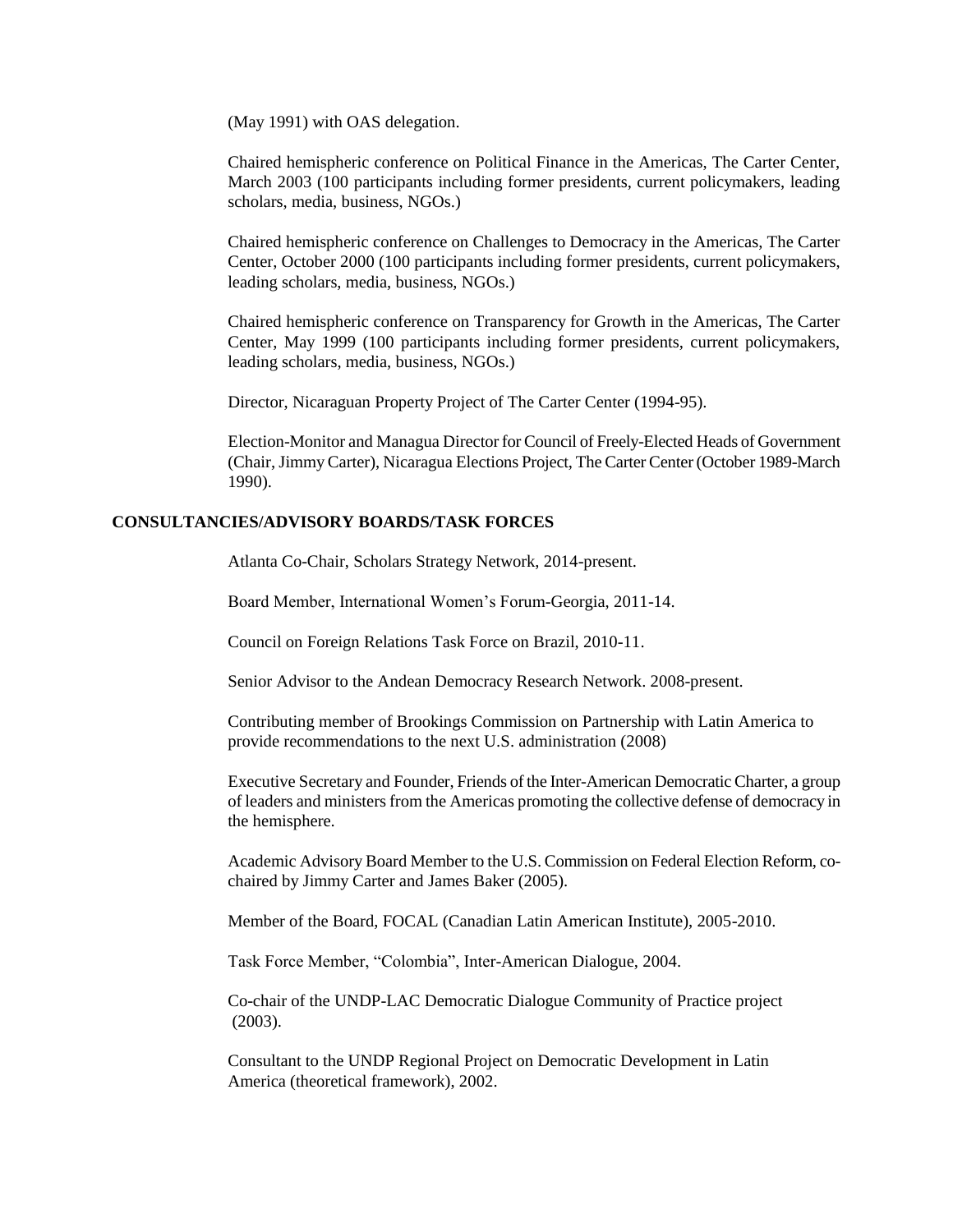(May 1991) with OAS delegation.

Chaired hemispheric conference on Political Finance in the Americas, The Carter Center, March 2003 (100 participants including former presidents, current policymakers, leading scholars, media, business, NGOs.)

Chaired hemispheric conference on Challenges to Democracy in the Americas, The Carter Center, October 2000 (100 participants including former presidents, current policymakers, leading scholars, media, business, NGOs.)

Chaired hemispheric conference on Transparency for Growth in the Americas, The Carter Center, May 1999 (100 participants including former presidents, current policymakers, leading scholars, media, business, NGOs.)

Director, Nicaraguan Property Project of The Carter Center (1994-95).

Election-Monitor and Managua Director for Council of Freely-Elected Heads of Government (Chair, Jimmy Carter), Nicaragua Elections Project, The Carter Center (October 1989-March 1990).

## CONSULTANCIES/ADVISORY BOARDS/TASK FORCES

Atlanta Co-Chair, Scholars Strategy Network, 2014-present.

Board Member, International Women's Forum-Georgia, 2011-14.

Council on Foreign Relations Task Force on Brazil, 2010-11.

Senior Advisor to the Andean Democracy Research Network. 2008-present.

Contributing member of Brookings Commission on Partnership with Latin America to provide recommendations to the next U.S. administration (2008)

Executive Secretary and Founder, Friends of the Inter-American Democratic Charter, a group of leaders and ministers from the Americas promoting the collective defense of democracy in the hemisphere.

Academic Advisory Board Member to the U.S. Commission on Federal Election Reform, co-chaired by Jimmy Carter and James Baker (2005).

Member of the Board, FOCAL (Canadian Latin American Institute), 2005-2010.

Task Force Member, "Colombia", Inter-American Dialogue, 2004.

Co-chair of the UNDP-LAC Democratic Dialogue Community of Practice project (2003).

Consultant to the UNDP Regional Project on Democratic Development in Latin America (theoretical framework), 2002.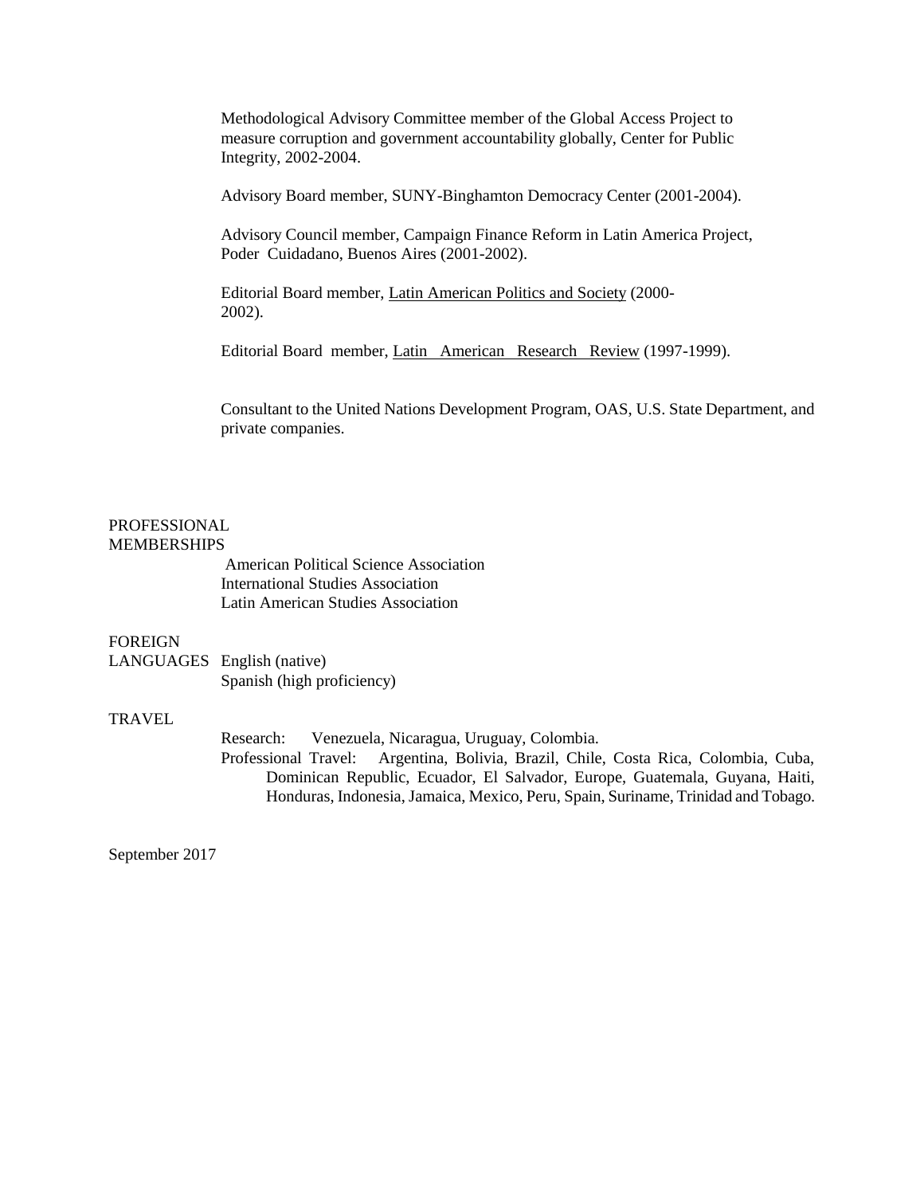Methodological Advisory Committee member of the Global Access Project to measure corruption and government accountability globally, Center for Public Integrity, 2002-2004.

Advisory Board member, SUNY-Binghamton Democracy Center (2001-2004).

Advisory Council member, Campaign Finance Reform in Latin America Project, Poder Cuidadano, Buenos Aires (2001-2002).

Editorial Board member, Latin American Politics and Society (2000-2002).

Editorial Board member, Latin American Research Review (1997-1999).

Consultant to the United Nations Development Program, OAS, U.S. State Department, and private companies.

PROFESSIONAL MEMBERSHIPS

American Political Science Association
International Studies Association
Latin American Studies Association

FOREIGN LANGUAGES

English (native)
Spanish (high proficiency)

TRAVEL

Research: Venezuela, Nicaragua, Uruguay, Colombia.
Professional Travel: Argentina, Bolivia, Brazil, Chile, Costa Rica, Colombia, Cuba, Dominican Republic, Ecuador, El Salvador, Europe, Guatemala, Guyana, Haiti, Honduras, Indonesia, Jamaica, Mexico, Peru, Spain, Suriname, Trinidad and Tobago.

September 2017